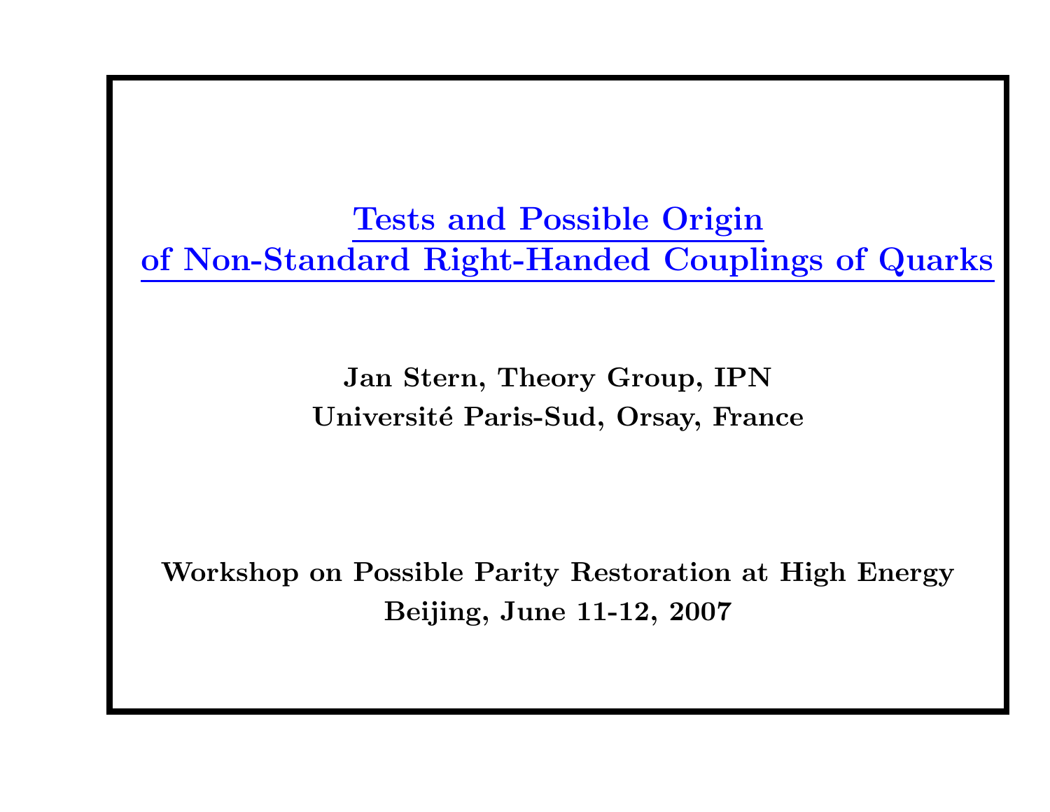# Tests and Possible Origin of Non-Standard Right-Handed Couplings of Quarks

**Jan Stern, Theory Group, IPN**
**Université Paris-Sud, Orsay, France**

**Workshop on Possible Parity Restoration at High Energy**
**Beijing, June 11-12, 2007**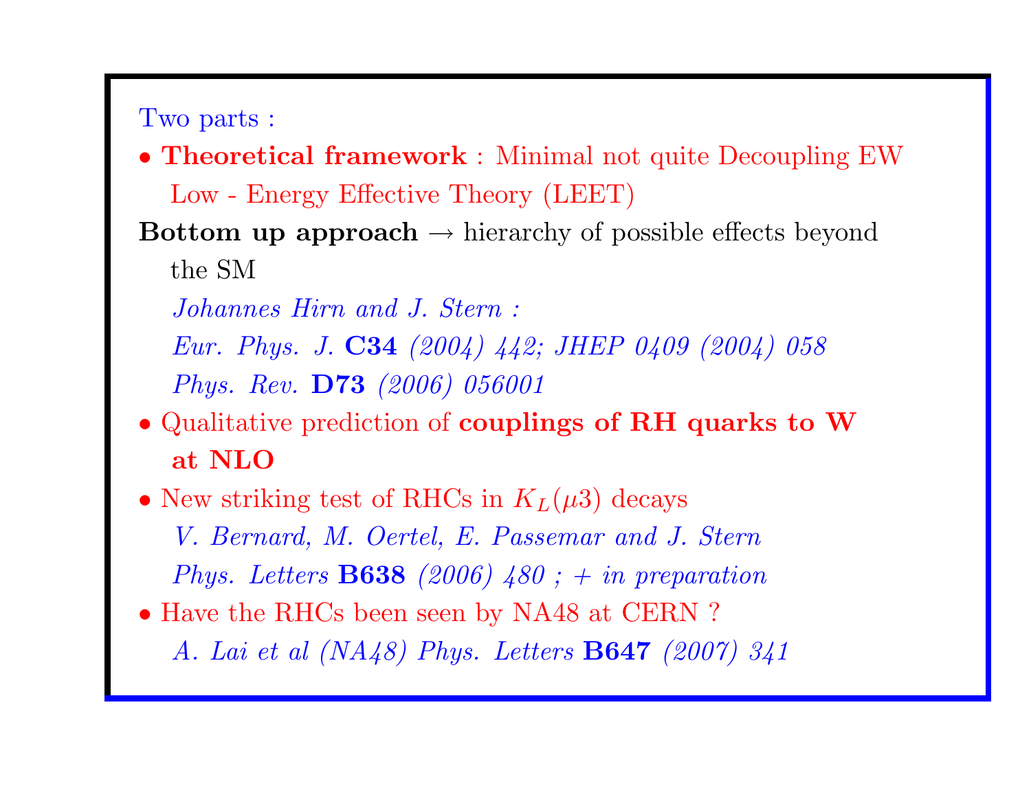Two parts :

- **Theoretical framework** : Minimal not quite Decoupling EW Low - Energy Effective Theory (LEET)

**Bottom up approach** → hierarchy of possible effects beyond the SM

*Johannes Hirn and J. Stern :*
*Eur. Phys. J.* **C34** *(2004) 442; JHEP 0409 (2004) 058*
*Phys. Rev.* **D73** *(2006) 056001*

- Qualitative prediction of **couplings of RH quarks to W at NLO**
- New striking test of RHCs in $K_L(\mu 3)$ decays
  *V. Bernard, M. Oertel, E. Passemar and J. Stern*
  *Phys. Letters* **B638** *(2006) 480 ; + in preparation*
- Have the RHCs been seen by NA48 at CERN ?
  *A. Lai et al (NA48) Phys. Letters* **B647** *(2007) 341*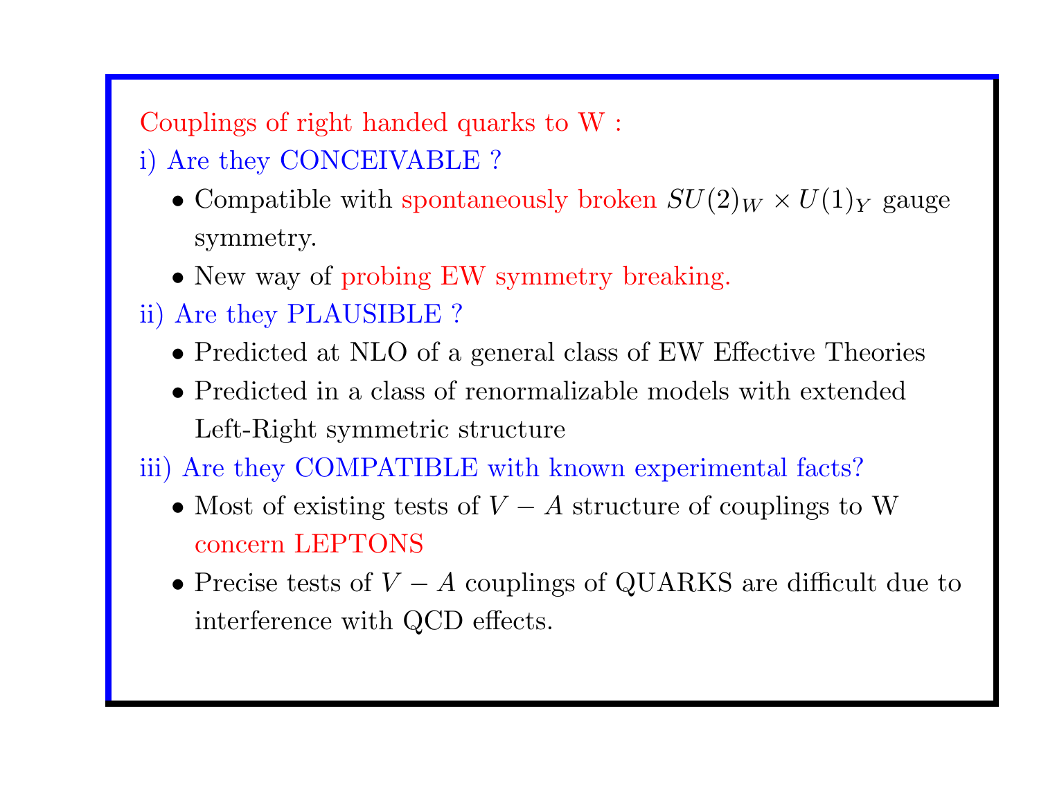Couplings of right handed quarks to W :

i) Are they CONCEIVABLE ?

- Compatible with spontaneously broken $SU(2)_W \times U(1)_Y$ gauge symmetry.
- New way of probing EW symmetry breaking.

ii) Are they PLAUSIBLE ?

- Predicted at NLO of a general class of EW Effective Theories
- Predicted in a class of renormalizable models with extended Left-Right symmetric structure

iii) Are they COMPATIBLE with known experimental facts?

- Most of existing tests of $V - A$ structure of couplings to W concern LEPTONS
- Precise tests of $V - A$ couplings of QUARKS are difficult due to interference with QCD effects.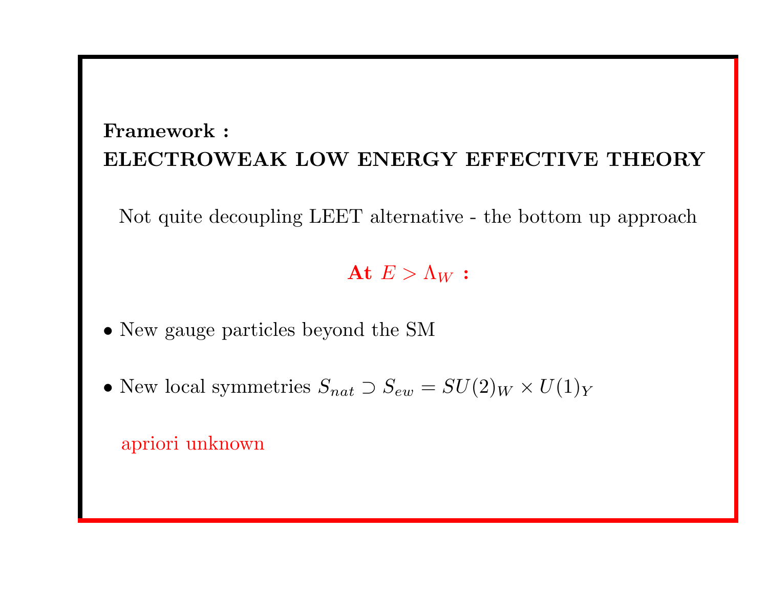**Framework :**

**ELECTROWEAK LOW ENERGY EFFECTIVE THEORY**

Not quite decoupling LEET alternative - the bottom up approach

**At $E > \Lambda_W$ :**

- New gauge particles beyond the SM
- New local symmetries $S_{nat} \supset S_{ew} = SU(2)_W \times U(1)_Y$

apriori unknown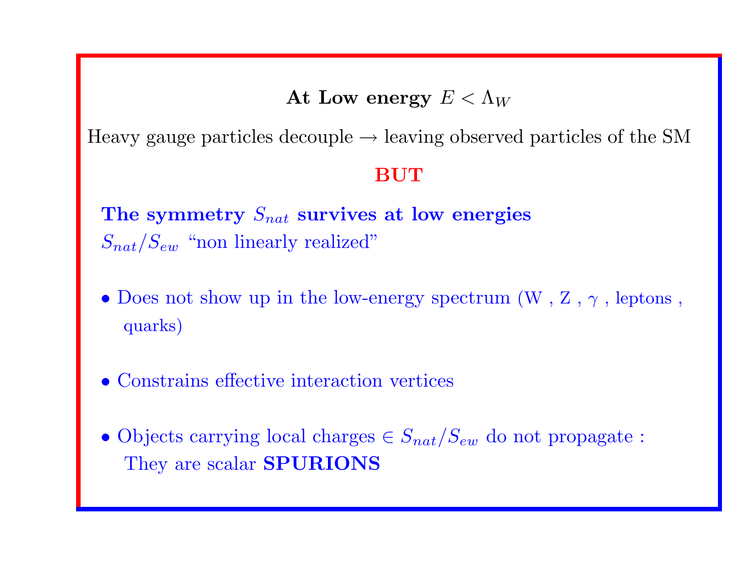**At Low energy $E < \Lambda_W$**

Heavy gauge particles decouple → leaving observed particles of the SM

**BUT**

**The symmetry $S_{nat}$ survives at low energies**

$S_{nat}/S_{ew}$ "non linearly realized"

- Does not show up in the low-energy spectrum (W , Z , $\gamma$ , leptons , quarks)

- Constrains effective interaction vertices

- Objects carrying local charges $\in S_{nat}/S_{ew}$ do not propagate : They are scalar **SPURIONS**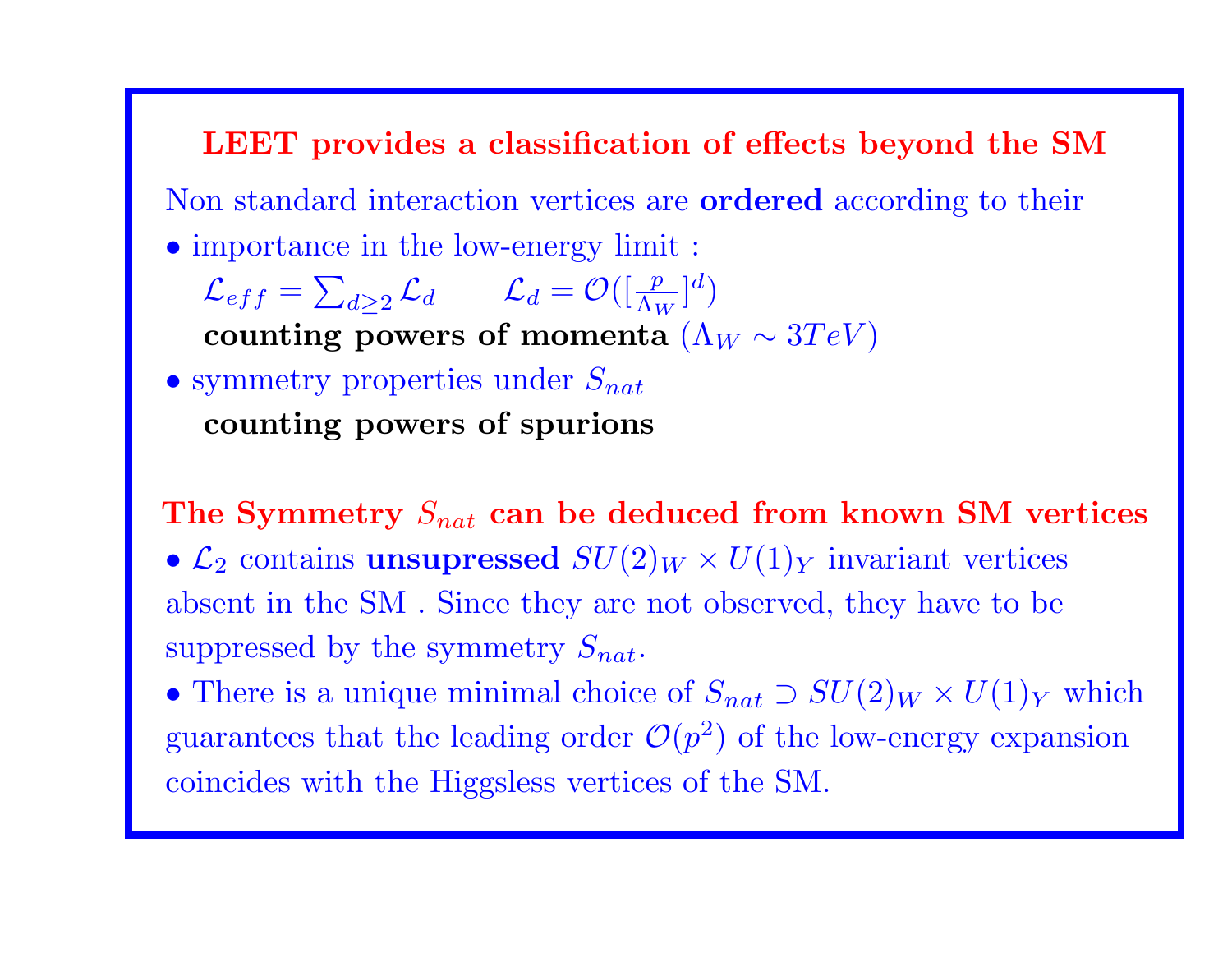## LEET provides a classification of effects beyond the SM

Non standard interaction vertices are **ordered** according to their

- importance in the low-energy limit :

  $\mathcal{L}_{eff} = \sum_{d \geq 2} \mathcal{L}_d \qquad \mathcal{L}_d = \mathcal{O}([\frac{p}{\Lambda_W}]^d)$

  **counting powers of momenta** ($\Lambda_W \sim 3TeV$)

- symmetry properties under $S_{nat}$

  **counting powers of spurions**

## The Symmetry $S_{nat}$ can be deduced from known SM vertices

- $\mathcal{L}_2$ contains **unsupressed** $SU(2)_W \times U(1)_Y$ invariant vertices absent in the SM . Since they are not observed, they have to be suppressed by the symmetry $S_{nat}$.
- There is a unique minimal choice of $S_{nat} \supset SU(2)_W \times U(1)_Y$ which guarantees that the leading order $\mathcal{O}(p^2)$ of the low-energy expansion coincides with the Higgsless vertices of the SM.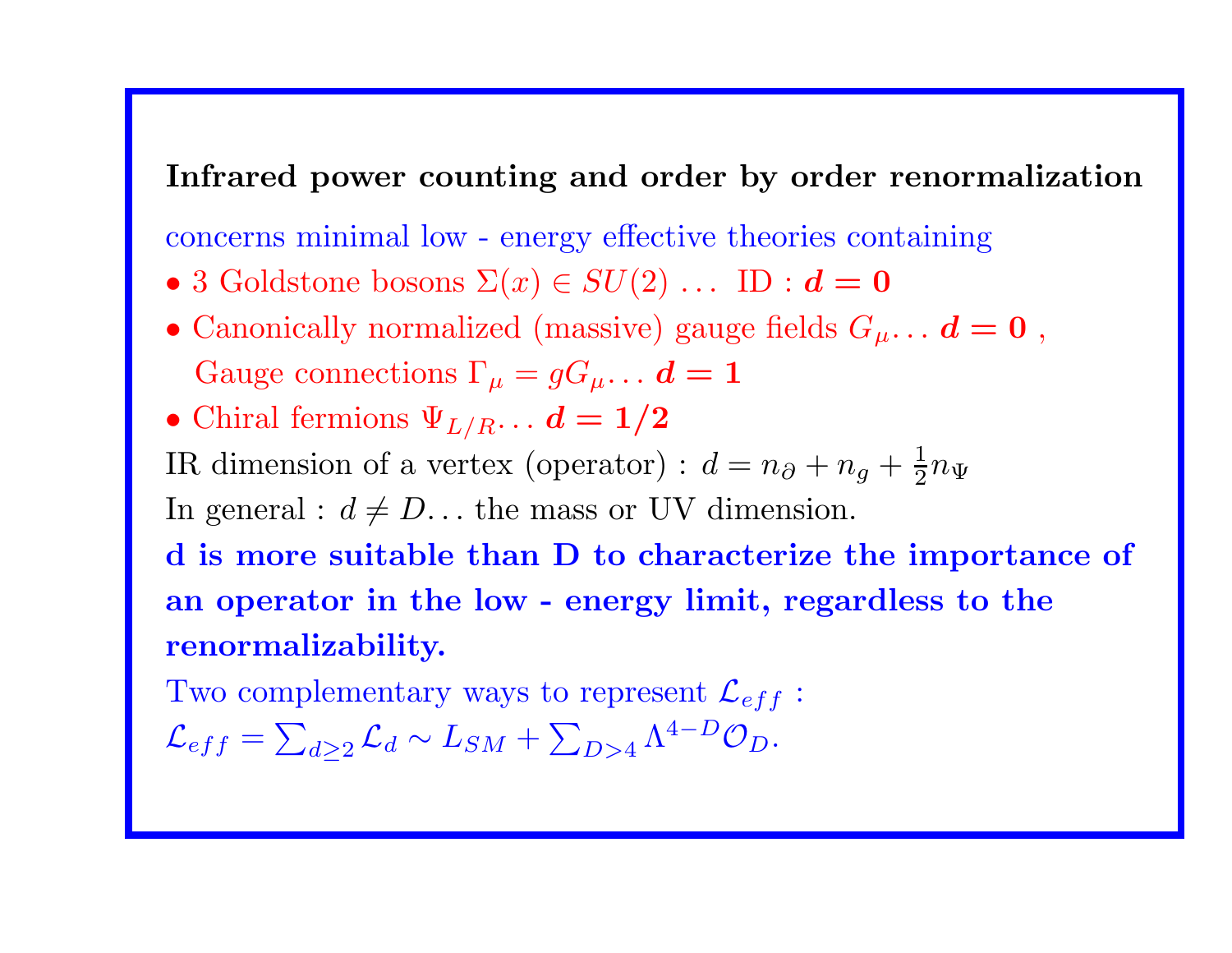## Infrared power counting and order by order renormalization

concerns minimal low - energy effective theories containing

- 3 Goldstone bosons $\Sigma(x) \in SU(2)$ ... ID : $\boldsymbol{d = 0}$
- Canonically normalized (massive) gauge fields $G_\mu$... $\boldsymbol{d = 0}$ ,
  Gauge connections $\Gamma_\mu = gG_\mu$... $\boldsymbol{d = 1}$
- Chiral fermions $\Psi_{L/R}$... $\boldsymbol{d = 1/2}$

IR dimension of a vertex (operator) : $d = n_\partial + n_g + \frac{1}{2}n_\Psi$

In general : $d \neq D$... the mass or UV dimension.

**d is more suitable than D to characterize the importance of an operator in the low - energy limit, regardless to the renormalizability.**

Two complementary ways to represent $\mathcal{L}_{eff}$ :

$\mathcal{L}_{eff} = \sum_{d \geq 2} \mathcal{L}_d \sim L_{SM} + \sum_{D>4} \Lambda^{4-D} \mathcal{O}_D.$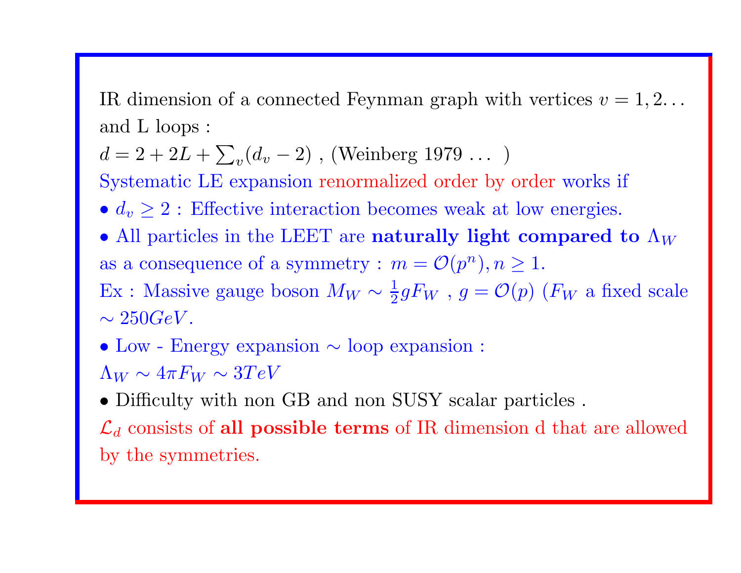IR dimension of a connected Feynman graph with vertices $v = 1, 2 \ldots$ and L loops :

$d = 2 + 2L + \sum_v (d_v - 2)$ , (Weinberg 1979 ... )

Systematic LE expansion renormalized order by order works if

- $d_v \geq 2$ : Effective interaction becomes weak at low energies.
- All particles in the LEET are **naturally light compared to $\Lambda_W$** as a consequence of a symmetry : $m = \mathcal{O}(p^n), n \geq 1$.

Ex : Massive gauge boson $M_W \sim \frac{1}{2} g F_W$ , $g = \mathcal{O}(p)$ ($F_W$ a fixed scale $\sim 250 GeV$.

- Low - Energy expansion $\sim$ loop expansion :

$\Lambda_W \sim 4\pi F_W \sim 3 TeV$

- Difficulty with non GB and non SUSY scalar particles .

$\mathcal{L}_d$ consists of **all possible terms** of IR dimension d that are allowed by the symmetries.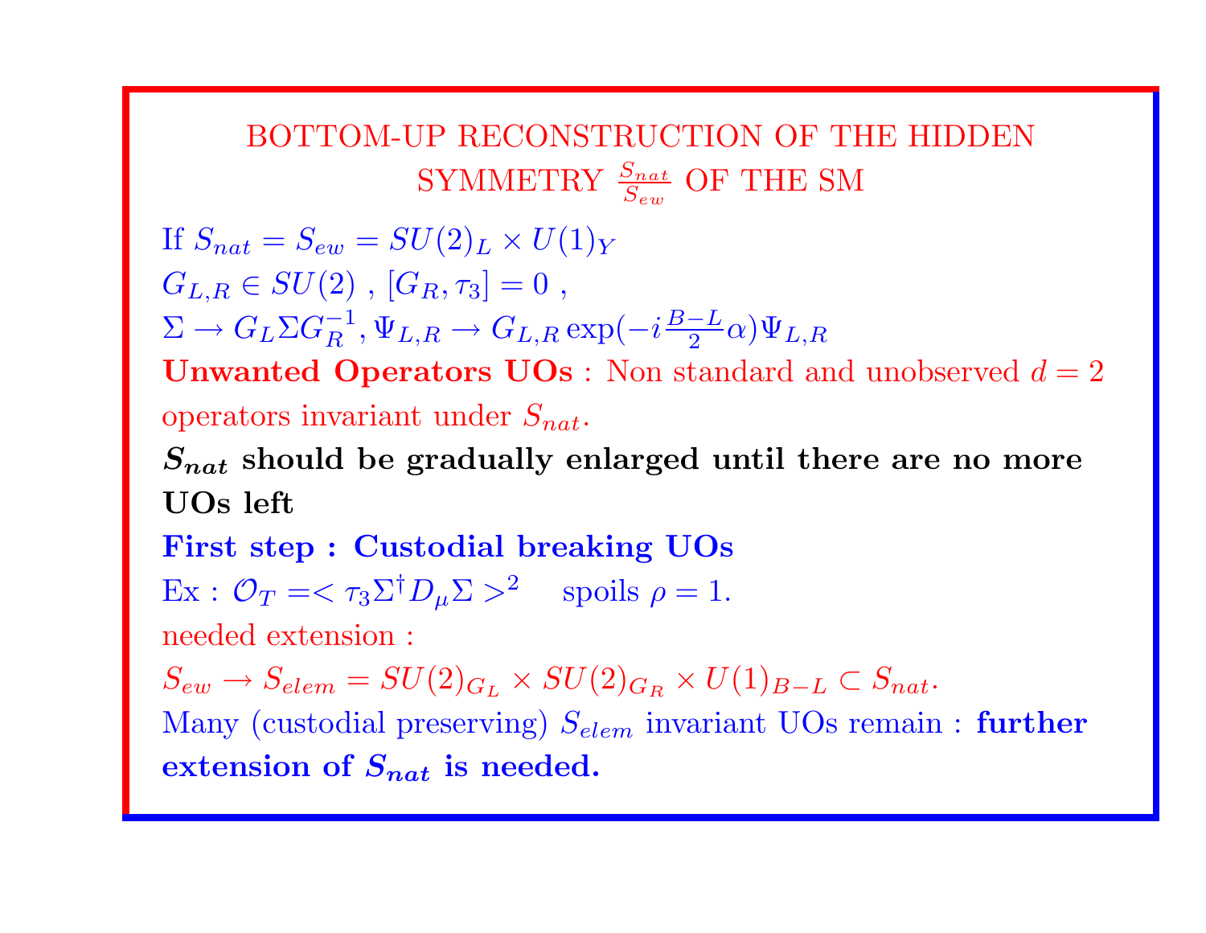## BOTTOM-UP RECONSTRUCTION OF THE HIDDEN SYMMETRY $\frac{S_{nat}}{S_{ew}}$ OF THE SM

If $S_{nat} = S_{ew} = SU(2)_L \times U(1)_Y$

$G_{L,R} \in SU(2)$ , $[G_R, \tau_3] = 0$ ,

$\Sigma \to G_L \Sigma G_R^{-1}, \Psi_{L,R} \to G_{L,R} \exp(-i\frac{B-L}{2}\alpha)\Psi_{L,R}$

**Unwanted Operators UOs** : Non standard and unobserved $d = 2$ operators invariant under $S_{nat}$.

**$S_{nat}$ should be gradually enlarged until there are no more UOs left**

**First step : Custodial breaking UOs**

Ex : $\mathcal{O}_T = < \tau_3 \Sigma^\dagger D_\mu \Sigma >^2$ spoils $\rho = 1$.

needed extension :

$S_{ew} \to S_{elem} = SU(2)_{G_L} \times SU(2)_{G_R} \times U(1)_{B-L} \subset S_{nat}$.

Many (custodial preserving) $S_{elem}$ invariant UOs remain : **further extension of $S_{nat}$ is needed.**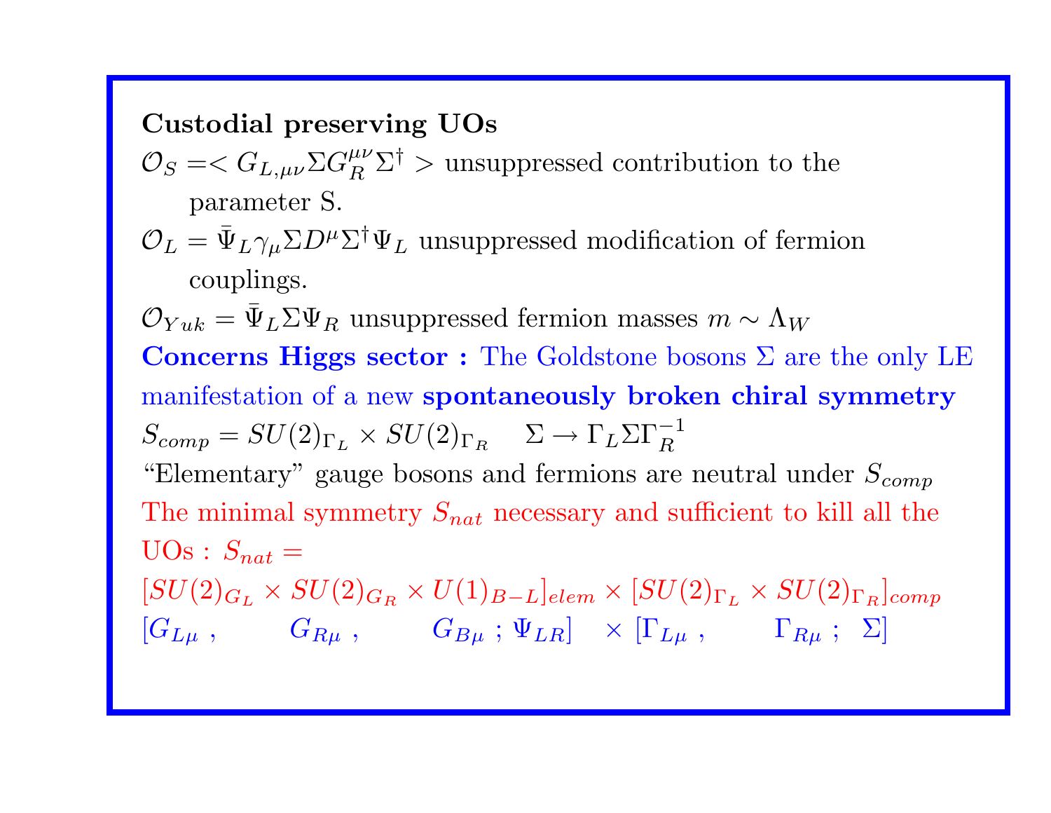**Custodial preserving UOs**

$\mathcal{O}_S = < G_{L,\mu\nu} \Sigma G_R^{\mu\nu} \Sigma^\dagger >$ unsuppressed contribution to the parameter S.

$\mathcal{O}_L = \bar{\Psi}_L \gamma_\mu \Sigma D^\mu \Sigma^\dagger \Psi_L$ unsuppressed modification of fermion couplings.

$\mathcal{O}_{Yuk} = \bar{\Psi}_L \Sigma \Psi_R$ unsuppressed fermion masses $m \sim \Lambda_W$

**Concerns Higgs sector :** The Goldstone bosons $\Sigma$ are the only LE manifestation of a new **spontaneously broken chiral symmetry**

$S_{comp} = SU(2)_{\Gamma_L} \times SU(2)_{\Gamma_R} \quad \Sigma \to \Gamma_L \Sigma \Gamma_R^{-1}$

“Elementary” gauge bosons and fermions are neutral under $S_{comp}$

The minimal symmetry $S_{nat}$ necessary and sufficient to kill all the UOs : $S_{nat} =$

$$[SU(2)_{G_L} \times SU(2)_{G_R} \times U(1)_{B-L}]_{elem} \times [SU(2)_{\Gamma_L} \times SU(2)_{\Gamma_R}]_{comp}$$

$$[G_{L\mu}\ , \qquad G_{R\mu}\ , \qquad G_{B\mu}\ ;\ \Psi_{LR}] \quad \times [\Gamma_{L\mu}\ , \qquad \Gamma_{R\mu}\ ;\ \ \Sigma]$$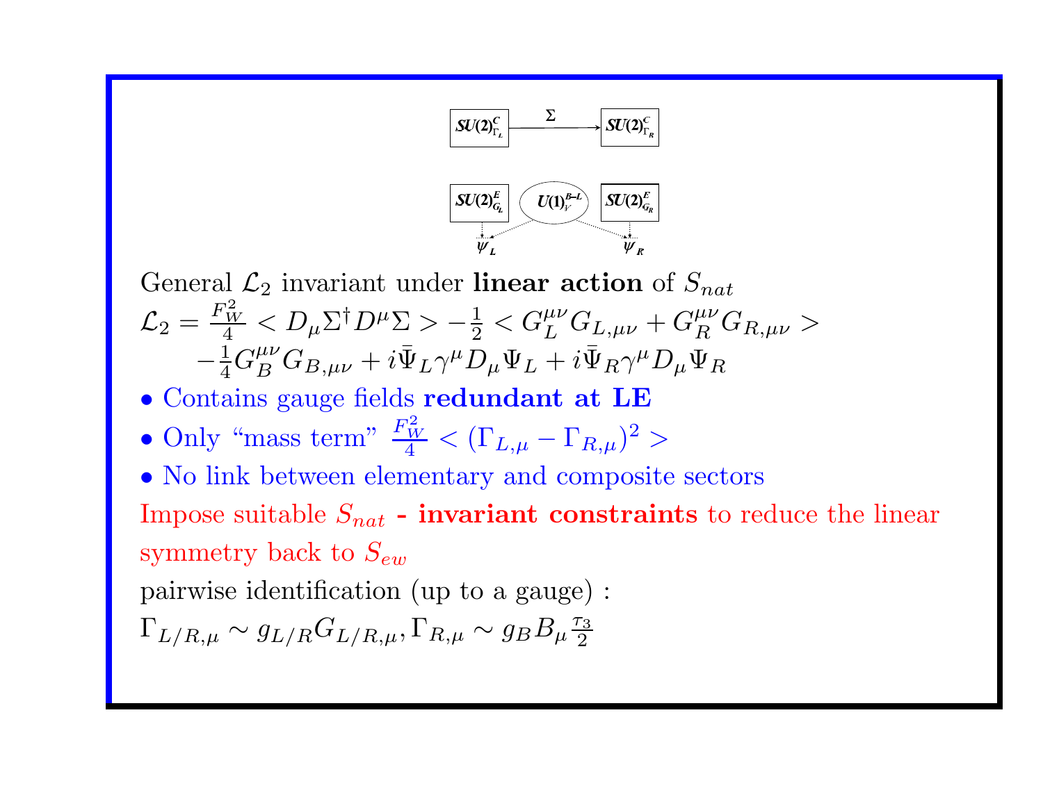$SU(2)^C_{\Gamma_L}$ $\xrightarrow{\Sigma}$ $SU(2)^C_{\Gamma_R}$

$SU(2)^E_{G_L}$ $U(1)^{B-L}_V$ $SU(2)^E_{G_R}$

$\psi_L$ $\psi_R$

General $\mathcal{L}_2$ invariant under **linear action** of $S_{nat}$

$$\mathcal{L}_2 = \frac{F_W^2}{4} < D_\mu \Sigma^\dagger D^\mu \Sigma > -\frac{1}{2} < G_L^{\mu\nu} G_{L,\mu\nu} + G_R^{\mu\nu} G_{R,\mu\nu} >$$
$$-\frac{1}{4} G_B^{\mu\nu} G_{B,\mu\nu} + i \bar{\Psi}_L \gamma^\mu D_\mu \Psi_L + i \bar{\Psi}_R \gamma^\mu D_\mu \Psi_R$$

- Contains gauge fields **redundant at LE**
- Only "mass term" $\frac{F_W^2}{4} < (\Gamma_{L,\mu} - \Gamma_{R,\mu})^2 >$
- No link between elementary and composite sectors

Impose suitable $S_{nat}$ **- invariant constraints** to reduce the linear symmetry back to $S_{ew}$

pairwise identification (up to a gauge) :

$\Gamma_{L/R,\mu} \sim g_{L/R} G_{L/R,\mu}, \Gamma_{R,\mu} \sim g_B B_\mu \frac{\tau_3}{2}$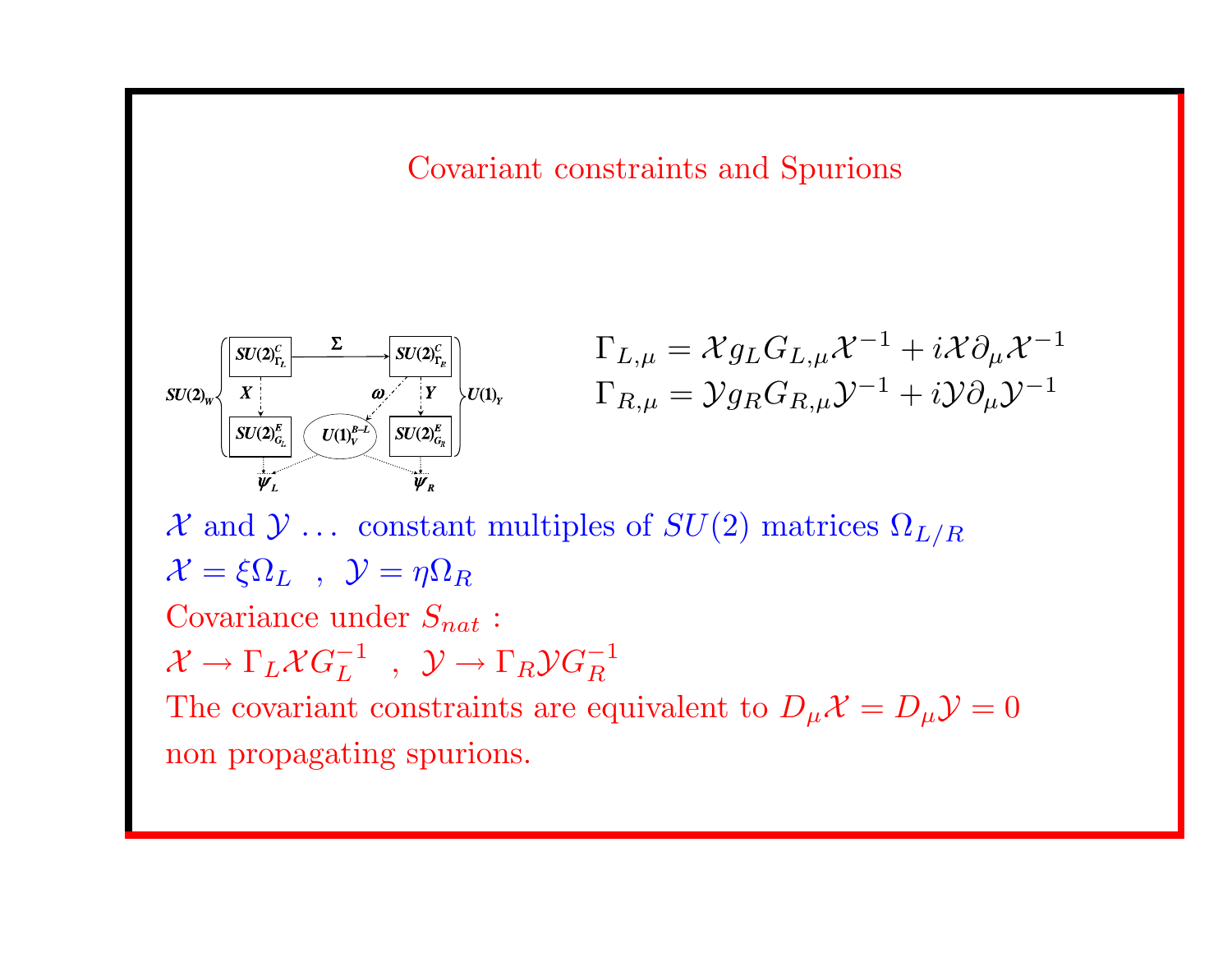# Covariant constraints and Spurions

$$\Gamma_{L,\mu} = \mathcal{X} g_L G_{L,\mu} \mathcal{X}^{-1} + i\mathcal{X}\partial_\mu \mathcal{X}^{-1}$$

$$\Gamma_{R,\mu} = \mathcal{Y} g_R G_{R,\mu} \mathcal{Y}^{-1} + i\mathcal{Y}\partial_\mu \mathcal{Y}^{-1}$$

$\mathcal{X}$ and $\mathcal{Y}$ ... constant multiples of $SU(2)$ matrices $\Omega_{L/R}$

$\mathcal{X} = \xi \Omega_L$ , $\mathcal{Y} = \eta \Omega_R$

Covariance under $S_{nat}$ :

$\mathcal{X} \to \Gamma_L \mathcal{X} G_L^{-1}$ , $\mathcal{Y} \to \Gamma_R \mathcal{Y} G_R^{-1}$

The covariant constraints are equivalent to $D_\mu \mathcal{X} = D_\mu \mathcal{Y} = 0$

non propagating spurions.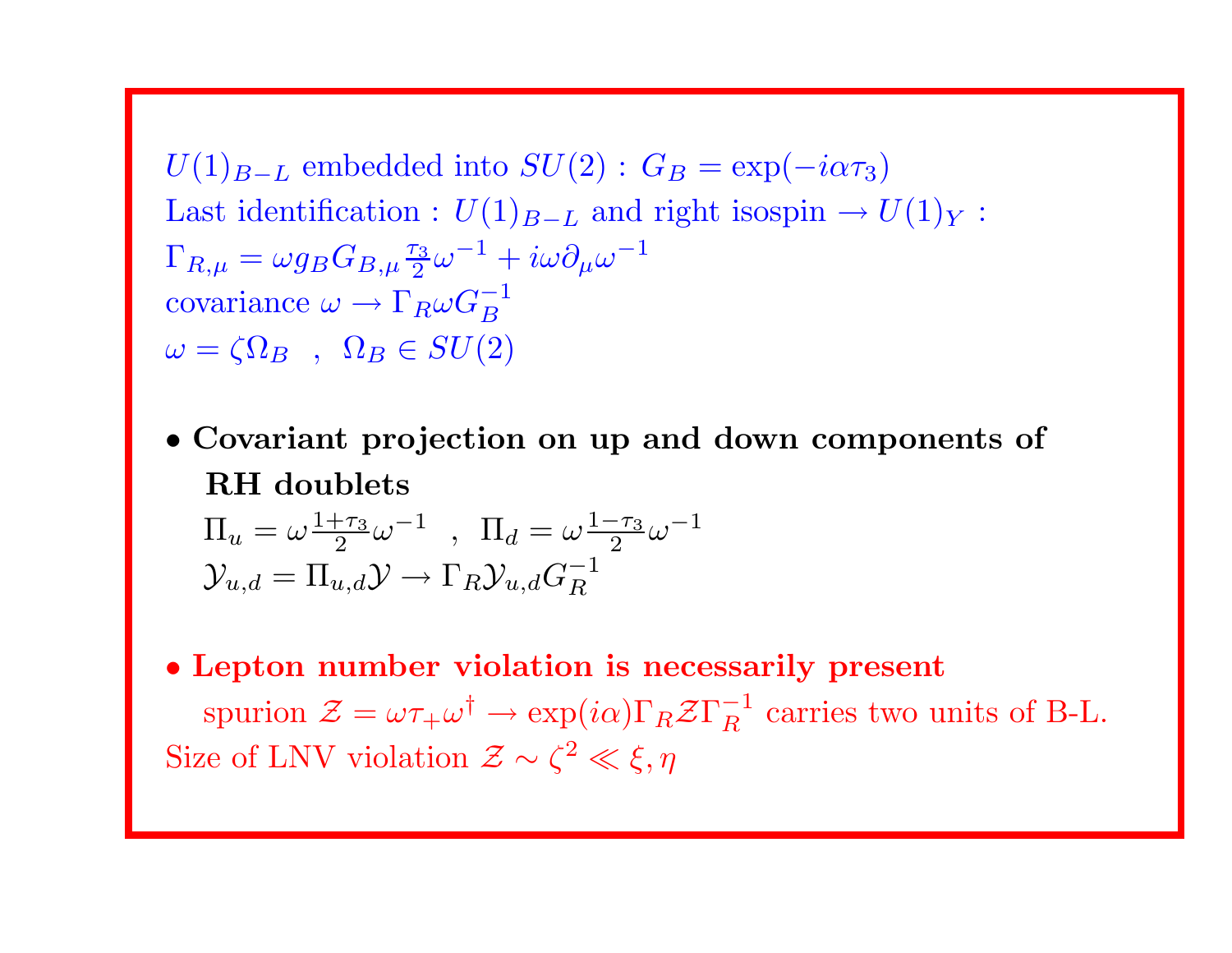$U(1)_{B-L}$ embedded into $SU(2)$ : $G_B = \exp(-i\alpha\tau_3)$
Last identification : $U(1)_{B-L}$ and right isospin $\to U(1)_Y$ :
$\Gamma_{R,\mu} = \omega g_B G_{B,\mu} \frac{\tau_3}{2} \omega^{-1} + i\omega\partial_\mu \omega^{-1}$
covariance $\omega \to \Gamma_R \omega G_B^{-1}$
$\omega = \zeta \Omega_B$ , $\Omega_B \in SU(2)$

- **Covariant projection on up and down components of RH doublets**
  $\Pi_u = \omega \frac{1+\tau_3}{2} \omega^{-1}$ , $\Pi_d = \omega \frac{1-\tau_3}{2} \omega^{-1}$
  $\mathcal{Y}_{u,d} = \Pi_{u,d} \mathcal{Y} \to \Gamma_R \mathcal{Y}_{u,d} G_R^{-1}$

- **Lepton number violation is necessarily present**
  spurion $\mathcal{Z} = \omega\tau_+\omega^\dagger \to \exp(i\alpha)\Gamma_R \mathcal{Z} \Gamma_R^{-1}$ carries two units of B-L.

Size of LNV violation $\mathcal{Z} \sim \zeta^2 \ll \xi, \eta$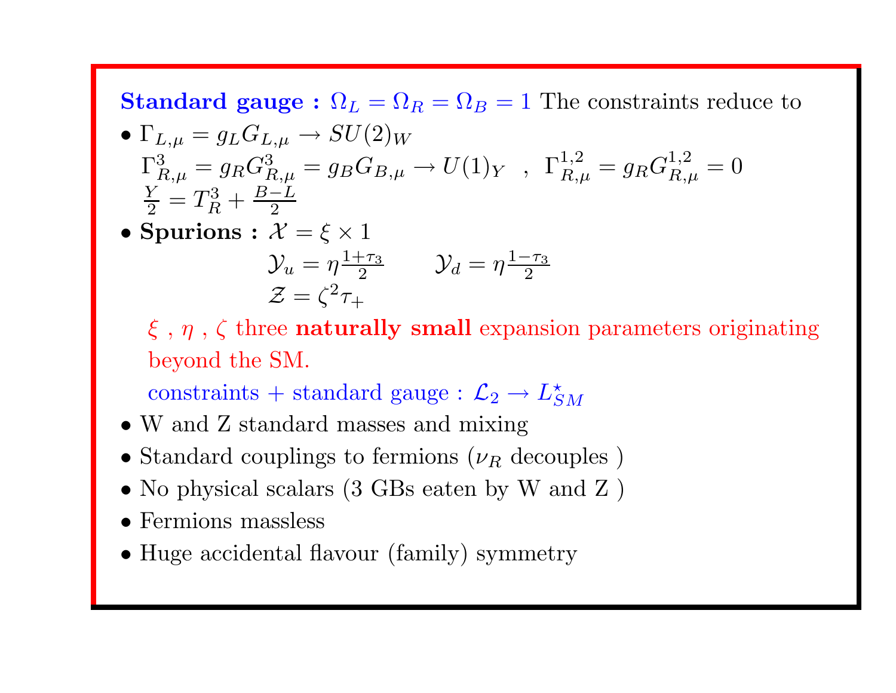**Standard gauge :** $\Omega_L = \Omega_R = \Omega_B = 1$ The constraints reduce to

- $\Gamma_{L,\mu} = g_L G_{L,\mu} \rightarrow SU(2)_W$

  $\Gamma^3_{R,\mu} = g_R G^3_{R,\mu} = g_B G_{B,\mu} \rightarrow U(1)_Y \quad , \quad \Gamma^{1,2}_{R,\mu} = g_R G^{1,2}_{R,\mu} = 0$

  $\frac{Y}{2} = T^3_R + \frac{B-L}{2}$

- **Spurions :** $\mathcal{X} = \xi \times 1$

  $\mathcal{Y}_u = \eta \frac{1+\tau_3}{2} \qquad \mathcal{Y}_d = \eta \frac{1-\tau_3}{2}$

  $\mathcal{Z} = \zeta^2 \tau_+$

  $\xi$ , $\eta$ , $\zeta$ three **naturally small** expansion parameters originating beyond the SM.

  constraints + standard gauge : $\mathcal{L}_2 \rightarrow L^\star_{SM}$

- W and Z standard masses and mixing
- Standard couplings to fermions ($\nu_R$ decouples )
- No physical scalars (3 GBs eaten by W and Z )
- Fermions massless
- Huge accidental flavour (family) symmetry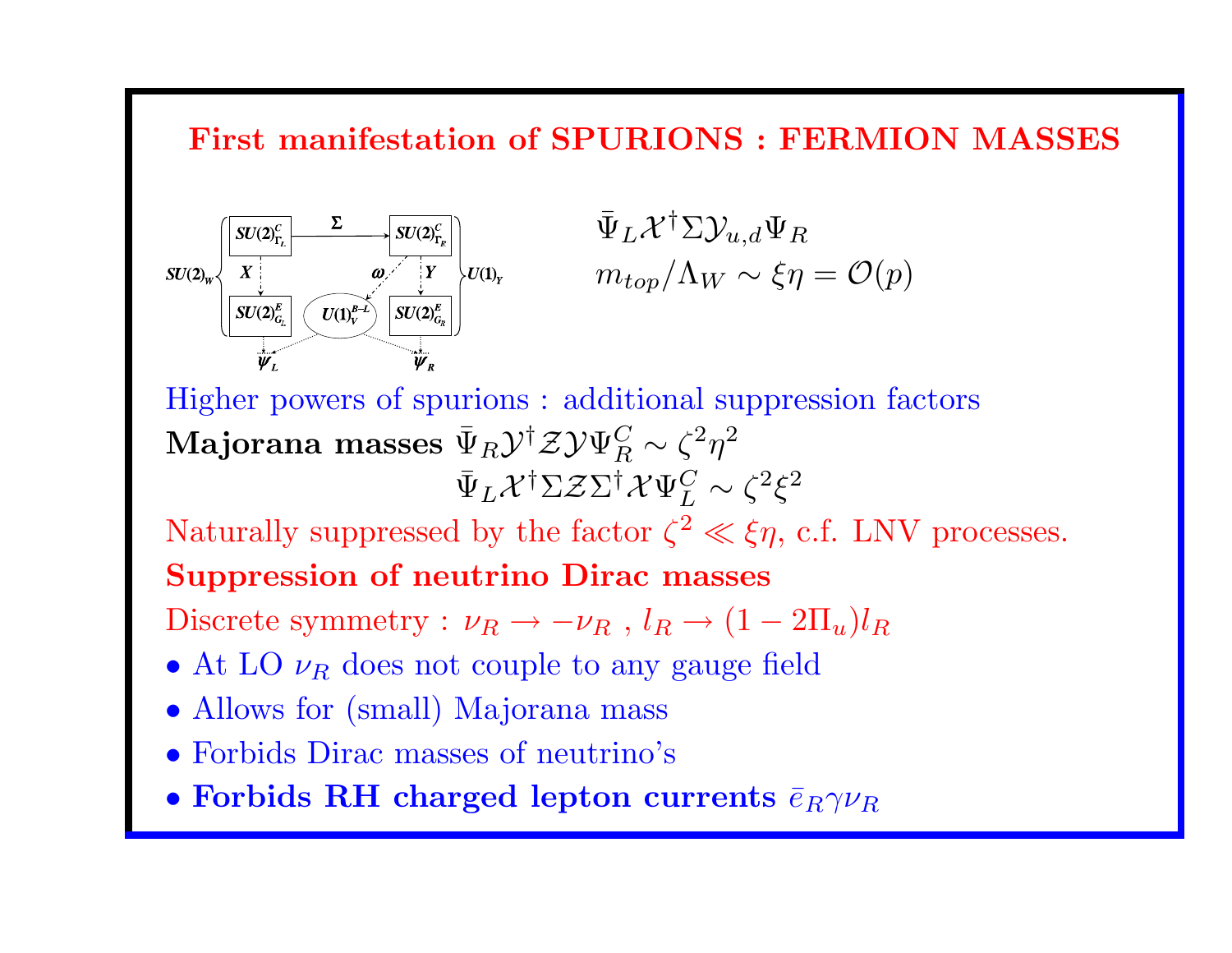# First manifestation of SPURIONS : FERMION MASSES

$$\bar{\Psi}_L \mathcal{X}^\dagger \Sigma \mathcal{Y}_{u,d} \Psi_R$$

$$m_{top}/\Lambda_W \sim \xi\eta = \mathcal{O}(p)$$

Higher powers of spurions : additional suppression factors

**Majorana masses** $\bar{\Psi}_R \mathcal{Y}^\dagger \mathcal{Z} \mathcal{Y} \Psi_R^C \sim \zeta^2 \eta^2$

$$\bar{\Psi}_L \mathcal{X}^\dagger \Sigma \mathcal{Z} \Sigma^\dagger \mathcal{X} \Psi_L^C \sim \zeta^2 \xi^2$$

Naturally suppressed by the factor $\zeta^2 \ll \xi\eta$, c.f. LNV processes.

**Suppression of neutrino Dirac masses**

Discrete symmetry : $\nu_R \to -\nu_R$ , $l_R \to (1 - 2\Pi_u) l_R$

- At LO $\nu_R$ does not couple to any gauge field
- Allows for (small) Majorana mass
- Forbids Dirac masses of neutrino's
- **Forbids RH charged lepton currents** $\bar{e}_R \gamma \nu_R$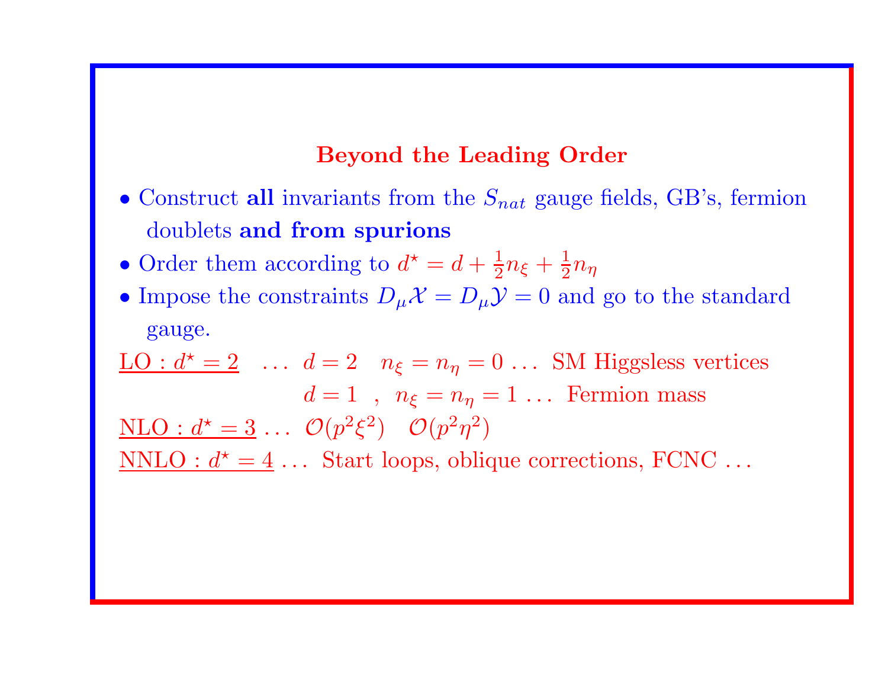## Beyond the Leading Order

- Construct **all** invariants from the $S_{nat}$ gauge fields, GB's, fermion doublets **and from spurions**
- Order them according to $d^{\star} = d + \frac{1}{2}n_{\xi} + \frac{1}{2}n_{\eta}$
- Impose the constraints $D_{\mu}\mathcal{X} = D_{\mu}\mathcal{Y} = 0$ and go to the standard gauge.

<u>LO : $d^{\star} = 2$</u> ... $d = 2 \quad n_{\xi} = n_{\eta} = 0$ ... SM Higgsless vertices

$d = 1 \ , \ n_{\xi} = n_{\eta} = 1$ ... Fermion mass

<u>NLO : $d^{\star} = 3$</u> ... $\mathcal{O}(p^2\xi^2) \quad \mathcal{O}(p^2\eta^2)$

<u>NNLO : $d^{\star} = 4$</u> ... Start loops, oblique corrections, FCNC ...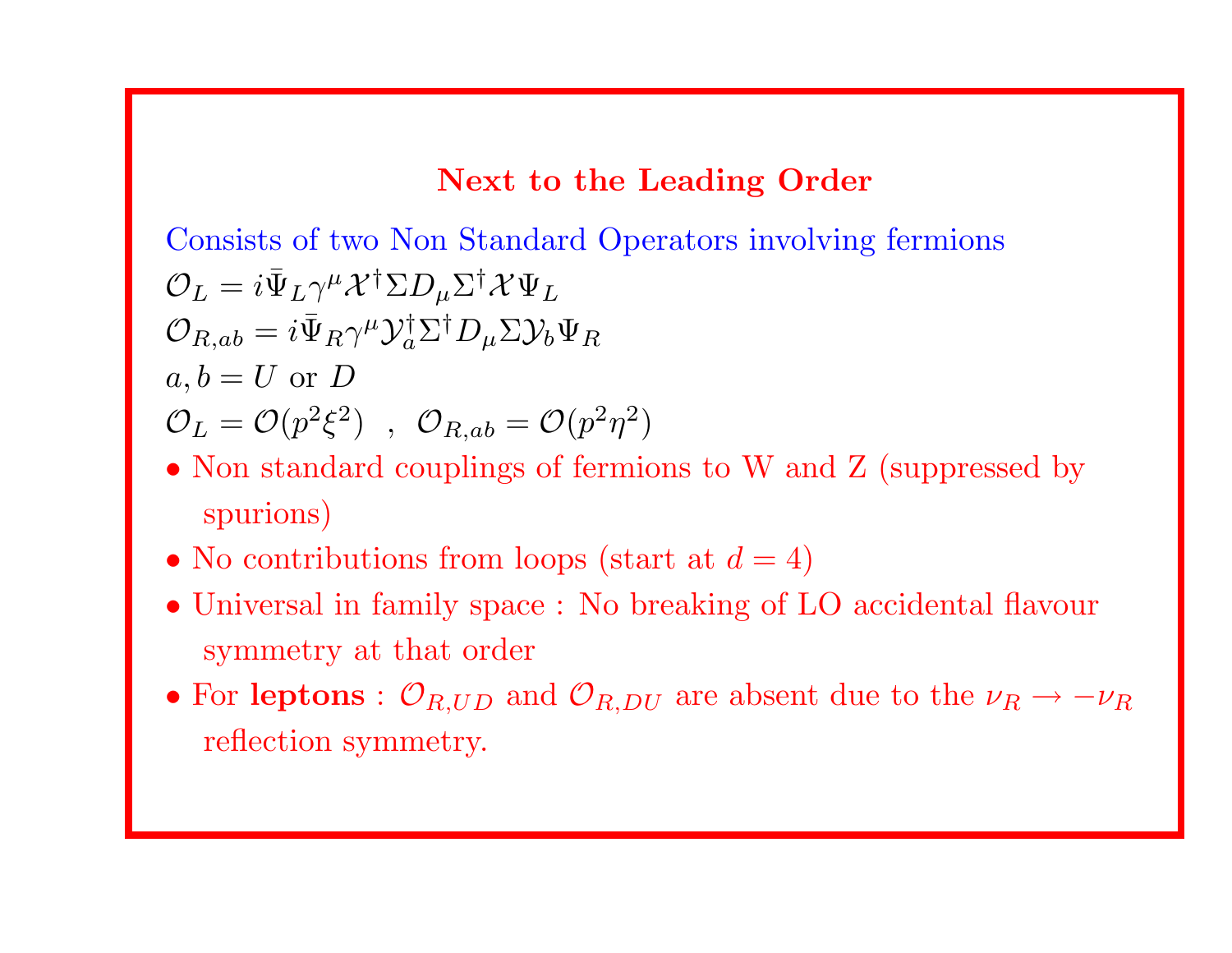## Next to the Leading Order

Consists of two Non Standard Operators involving fermions

$\mathcal{O}_L = i\bar{\Psi}_L \gamma^\mu \mathcal{X}^\dagger \Sigma D_\mu \Sigma^\dagger \mathcal{X} \Psi_L$

$\mathcal{O}_{R,ab} = i\bar{\Psi}_R \gamma^\mu \mathcal{Y}_a^\dagger \Sigma^\dagger D_\mu \Sigma \mathcal{Y}_b \Psi_R$

$a, b = U$ or $D$

$\mathcal{O}_L = \mathcal{O}(p^2\xi^2)$ , $\mathcal{O}_{R,ab} = \mathcal{O}(p^2\eta^2)$

- Non standard couplings of fermions to W and Z (suppressed by spurions)
- No contributions from loops (start at $d = 4$)
- Universal in family space : No breaking of LO accidental flavour symmetry at that order
- For **leptons** : $\mathcal{O}_{R,UD}$ and $\mathcal{O}_{R,DU}$ are absent due to the $\nu_R \to -\nu_R$ reflection symmetry.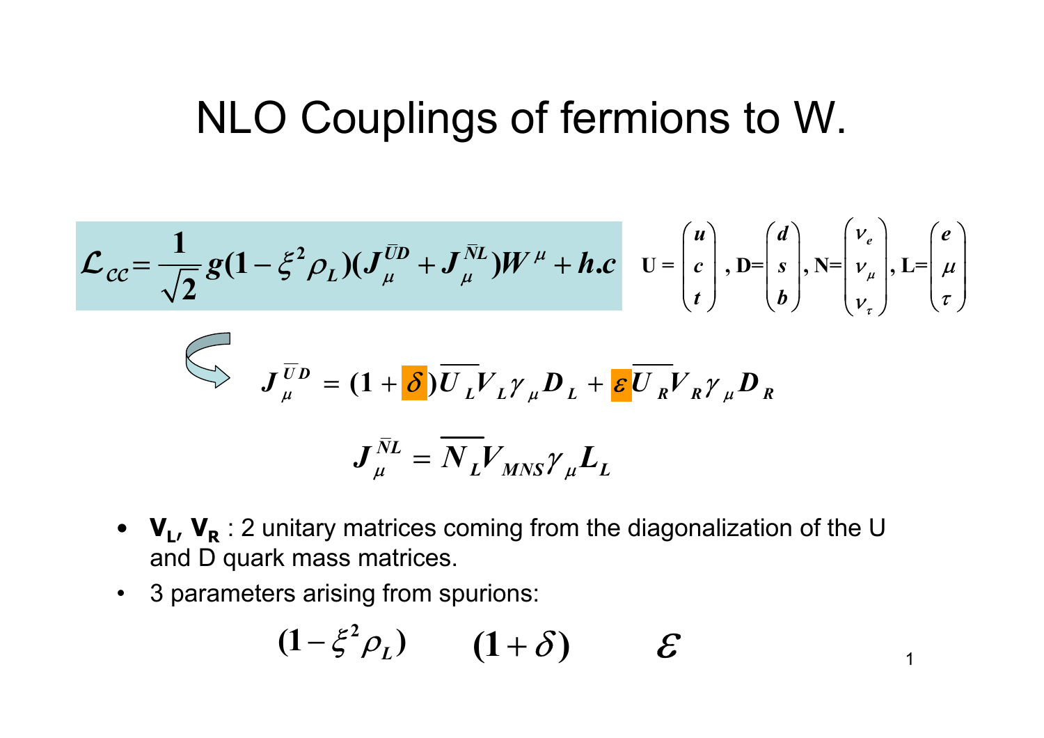# NLO Couplings of fermions to W.

$$\mathcal{L}_{cc} = \frac{1}{\sqrt{2}} g (1 - \xi^2 \rho_L)(J_\mu^{\bar{U}D} + J_\mu^{\bar{N}L}) W^\mu + h.c \quad \mathbf{U} = \begin{pmatrix} u \\ c \\ t \end{pmatrix}, \mathbf{D} = \begin{pmatrix} d \\ s \\ b \end{pmatrix}, \mathbf{N} = \begin{pmatrix} \nu_e \\ \nu_\mu \\ \nu_\tau \end{pmatrix}, \mathbf{L} = \begin{pmatrix} e \\ \mu \\ \tau \end{pmatrix}$$

$$J_\mu^{\bar{U}D} = (1 + \delta) \overline{U_L} V_L \gamma_\mu D_L + \varepsilon \overline{U_R} V_R \gamma_\mu D_R$$

$$J_\mu^{\bar{N}L} = \overline{N_L} V_{MNS} \gamma_\mu L_L$$

- **$V_L$, $V_R$** : 2 unitary matrices coming from the diagonalization of the U and D quark mass matrices.
- 3 parameters arising from spurions:

$$(1 - \xi^2 \rho_L) \qquad (1 + \delta) \qquad \varepsilon$$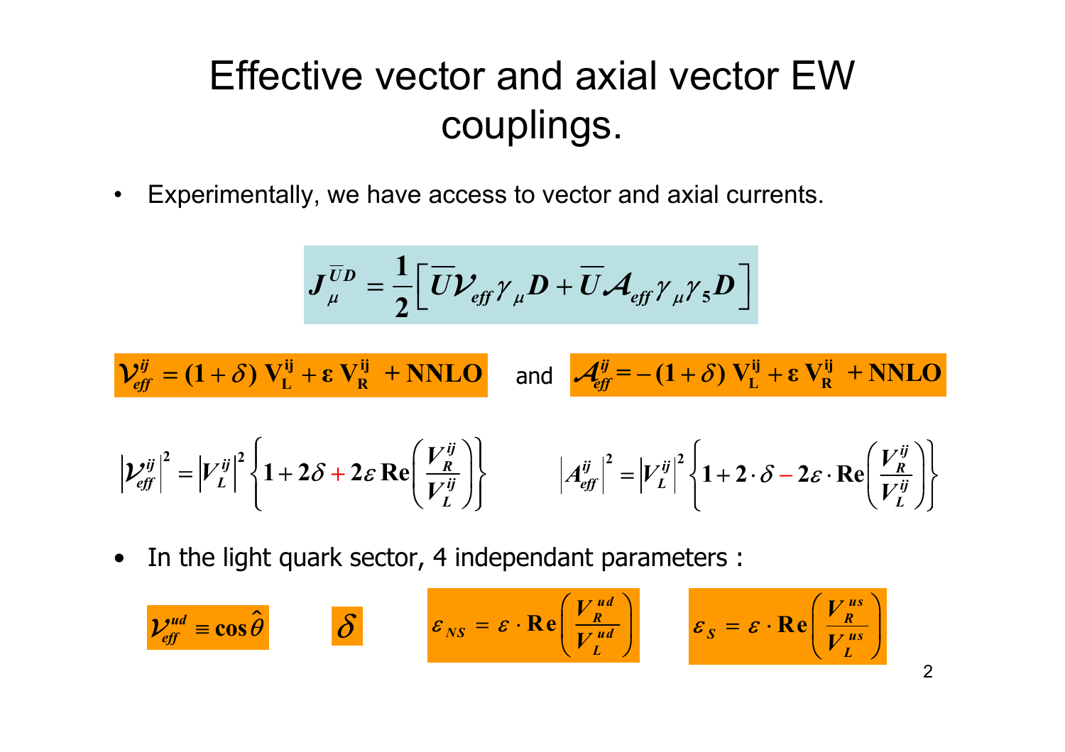# Effective vector and axial vector EW couplings.

- Experimentally, we have access to vector and axial currents.

$$J_\mu^{\overline{U}D} = \frac{1}{2}\left[\overline{U}\mathcal{V}_{eff}\gamma_\mu D + \overline{U}\mathcal{A}_{eff}\gamma_\mu\gamma_5 D\right]$$

$$\mathcal{V}_{eff}^{ij} = (1+\delta)\,\mathrm{V_L^{ij}} + \varepsilon\,\mathrm{V_R^{ij}} + \mathrm{NNLO}$$

and

$$\mathcal{A}_{eff}^{ij} = -(1+\delta)\,\mathrm{V_L^{ij}} + \varepsilon\,\mathrm{V_R^{ij}} + \mathrm{NNLO}$$

$$\left|\mathcal{V}_{eff}^{ij}\right|^2 = \left|V_L^{ij}\right|^2\left\{1 + 2\delta + 2\varepsilon\,\mathrm{Re}\left(\frac{V_R^{ij}}{V_L^{ij}}\right)\right\}$$

$$\left|A_{eff}^{ij}\right|^2 = \left|V_L^{ij}\right|^2\left\{1 + 2\cdot\delta - 2\varepsilon\cdot\mathrm{Re}\left(\frac{V_R^{ij}}{V_L^{ij}}\right)\right\}$$

- In the light quark sector, 4 independant parameters :

$$\mathcal{V}_{eff}^{ud} \equiv \cos\hat{\theta} \qquad \delta \qquad \varepsilon_{NS} = \varepsilon\cdot\mathrm{Re}\left(\frac{V_R^{ud}}{V_L^{ud}}\right) \qquad \varepsilon_S = \varepsilon\cdot\mathrm{Re}\left(\frac{V_R^{us}}{V_L^{us}}\right)$$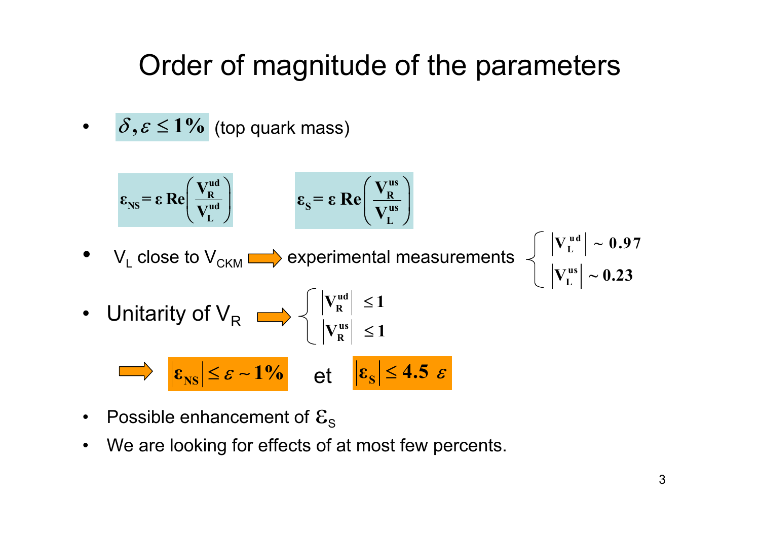# Order of magnitude of the parameters

- $\delta, \varepsilon \leq 1\%$ (top quark mass)

$$\varepsilon_{NS} = \varepsilon \, \mathrm{Re}\left(\frac{V_R^{ud}}{V_L^{ud}}\right) \qquad \varepsilon_S = \varepsilon \, \mathrm{Re}\left(\frac{V_R^{us}}{V_L^{us}}\right)$$

- $V_L$ close to $V_{CKM}$ ⟹ experimental measurements $\begin{cases} |V_L^{ud}| \sim 0.97 \\ |V_L^{us}| \sim 0.23 \end{cases}$

- Unitarity of $V_R$ ⟹ $\begin{cases} |V_R^{ud}| \leq 1 \\ |V_R^{us}| \leq 1 \end{cases}$

⟹ $|\varepsilon_{NS}| \leq \varepsilon \sim 1\%$ et $|\varepsilon_S| \leq 4.5 \, \varepsilon$

- Possible enhancement of $\varepsilon_S$
- We are looking for effects of at most few percents.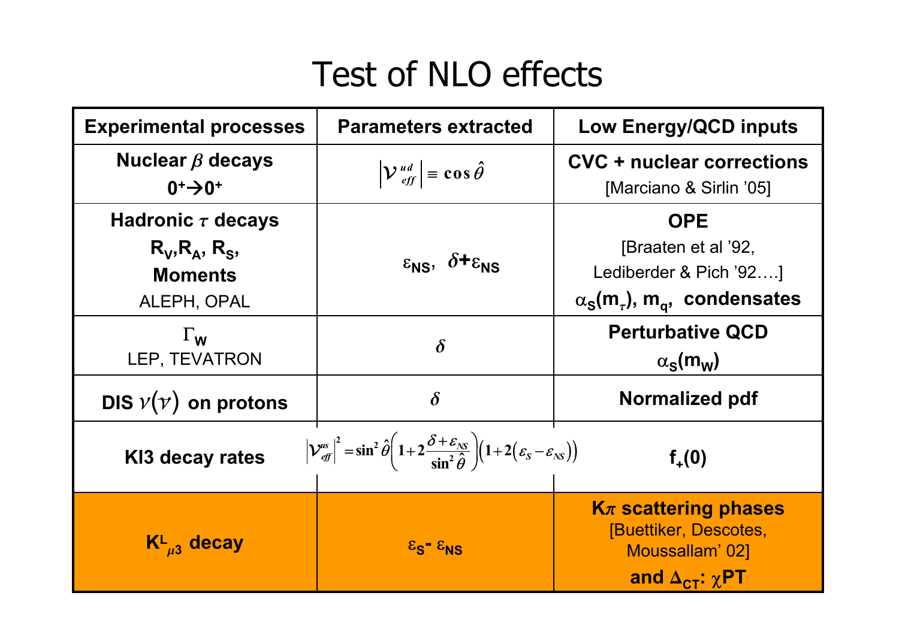# Test of NLO effects

| Experimental processes | Parameters extracted | Low Energy/QCD inputs |
|---|---|---|
| **Nuclear $\beta$ decays** **$0^+ \to 0^+$** | $\left\|\mathcal{V}^{ud}_{eff}\right\| \equiv \cos\hat{\theta}$ | **CVC + nuclear corrections** [Marciano & Sirlin '05] |
| **Hadronic $\tau$ decays** **$R_V, R_A, R_S$,** **Moments** ALEPH, OPAL | $\varepsilon_{NS}$, $\delta + \varepsilon_{NS}$ | **OPE** [Braaten et al '92, Lediberder & Pich '92….] **$\alpha_S(m_\tau)$, $m_q$, condensates** |
| $\Gamma_W$ LEP, TEVATRON | $\delta$ | **Perturbative QCD** **$\alpha_S(m_W)$** |
| **DIS $\nu(\bar{\nu})$ on protons** | $\delta$ | **Normalized pdf** |
| **Kl3 decay rates** | $\left\|\mathcal{V}^{us}_{eff}\right\|^2 = \sin^2\hat{\theta}\left(1 + 2\dfrac{\delta + \varepsilon_{NS}}{\sin^2\hat{\theta}}\right)\left(1 + 2\left(\varepsilon_S - \varepsilon_{NS}\right)\right)$ | **$f_+(0)$** |
| **$K^L_{\mu 3}$ decay** | $\varepsilon_S - \varepsilon_{NS}$ | **$K\pi$ scattering phases** [Buettiker, Descotes, Moussallam' 02] **and $\Delta_{CT}$: $\chi$PT** |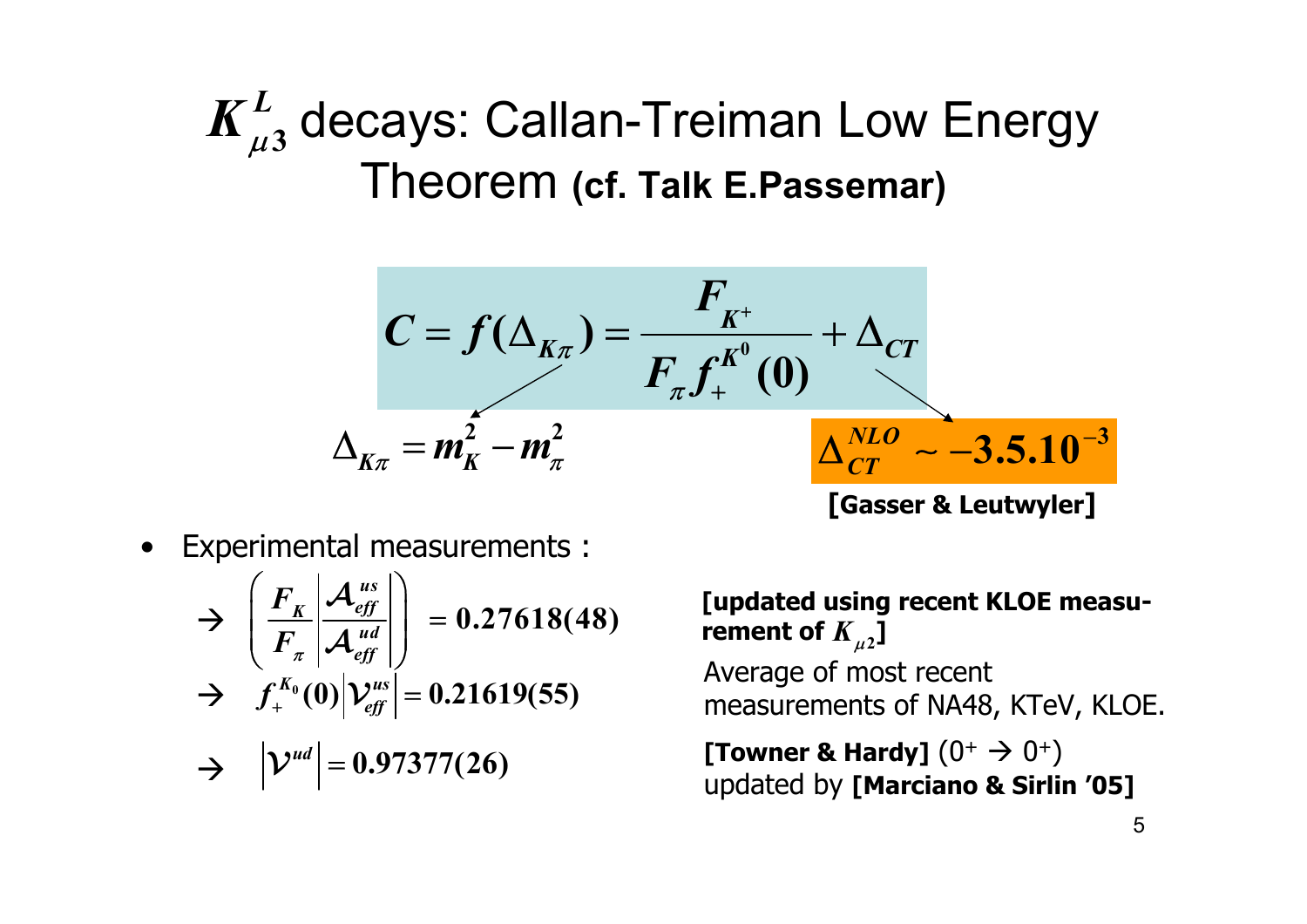# $K^L_{\mu 3}$ decays: Callan-Treiman Low Energy Theorem **(cf. Talk E.Passemar)**

$$C = f(\Delta_{K\pi}) = \frac{F_{K^+}}{F_\pi f_+^{K^0}(0)} + \Delta_{CT}$$

$$\Delta_{K\pi} = m_K^2 - m_\pi^2$$

$$\Delta_{CT}^{NLO} \sim -3.5.10^{-3}$$

**[Gasser & Leutwyler]**

- Experimental measurements :

$$\rightarrow \left( \frac{F_K}{F_\pi} \left| \frac{\mathcal{A}^{us}_{eff}}{\mathcal{A}^{ud}_{eff}} \right| \right) = 0.27618(48)$$

**[updated using recent KLOE measurement of $K_{\mu 2}$]**

$$\rightarrow \quad f_+^{K_0}(0) \left| \mathcal{V}^{us}_{eff} \right| = 0.21619(55)$$

Average of most recent measurements of NA48, KTeV, KLOE.

$$\rightarrow \quad \left| \mathcal{V}^{ud} \right| = 0.97377(26)$$

**[Towner & Hardy]** ($0^+ \rightarrow 0^+$) updated by **[Marciano & Sirlin '05]**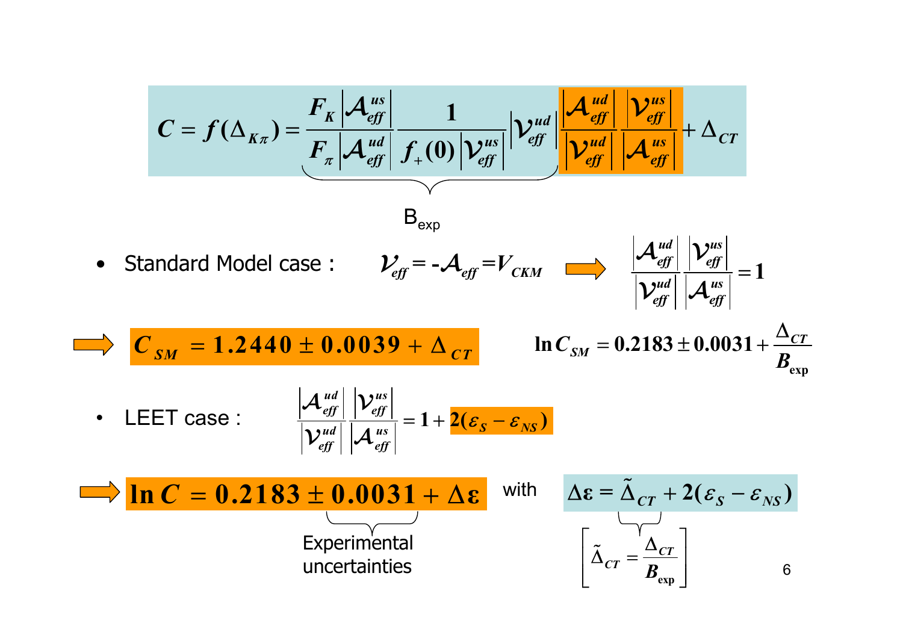$$C = f(\Delta_{K\pi}) = \underbrace{\frac{F_K \left|\mathcal{A}^{us}_{eff}\right|}{F_\pi \left|\mathcal{A}^{ud}_{eff}\right|} \frac{1}{f_+(0)\left|\mathcal{V}^{us}_{eff}\right|} \left|\mathcal{V}^{ud}_{eff}\right|}_{B_{\exp}} \frac{\left|\mathcal{A}^{ud}_{eff}\right|}{\left|\mathcal{V}^{ud}_{eff}\right|} \frac{\left|\mathcal{V}^{us}_{eff}\right|}{\left|\mathcal{A}^{us}_{eff}\right|} + \Delta_{CT}$$

- Standard Model case : $\mathcal{V}_{eff} = -\mathcal{A}_{eff} = V_{CKM}$ ⇒ $\dfrac{\left|\mathcal{A}^{ud}_{eff}\right|}{\left|\mathcal{V}^{ud}_{eff}\right|} \dfrac{\left|\mathcal{V}^{us}_{eff}\right|}{\left|\mathcal{A}^{us}_{eff}\right|} = 1$

⇒ $C_{SM} = 1.2440 \pm 0.0039 + \Delta_{CT}$ $\qquad \ln C_{SM} = 0.2183 \pm 0.0031 + \dfrac{\Delta_{CT}}{B_{\exp}}$

- LEET case : $\dfrac{\left|\mathcal{A}^{ud}_{eff}\right|}{\left|\mathcal{V}^{ud}_{eff}\right|} \dfrac{\left|\mathcal{V}^{us}_{eff}\right|}{\left|\mathcal{A}^{us}_{eff}\right|} = 1 + 2(\varepsilon_S - \varepsilon_{NS})$

⇒ $\ln C = 0.2183 \pm \underbrace{0.0031}_{\text{Experimental uncertainties}} + \Delta\varepsilon$ with $\Delta\varepsilon = \tilde{\Delta}_{CT} + 2(\varepsilon_S - \varepsilon_{NS})$

$$\left[\tilde{\Delta}_{CT} = \frac{\Delta_{CT}}{B_{\exp}}\right]$$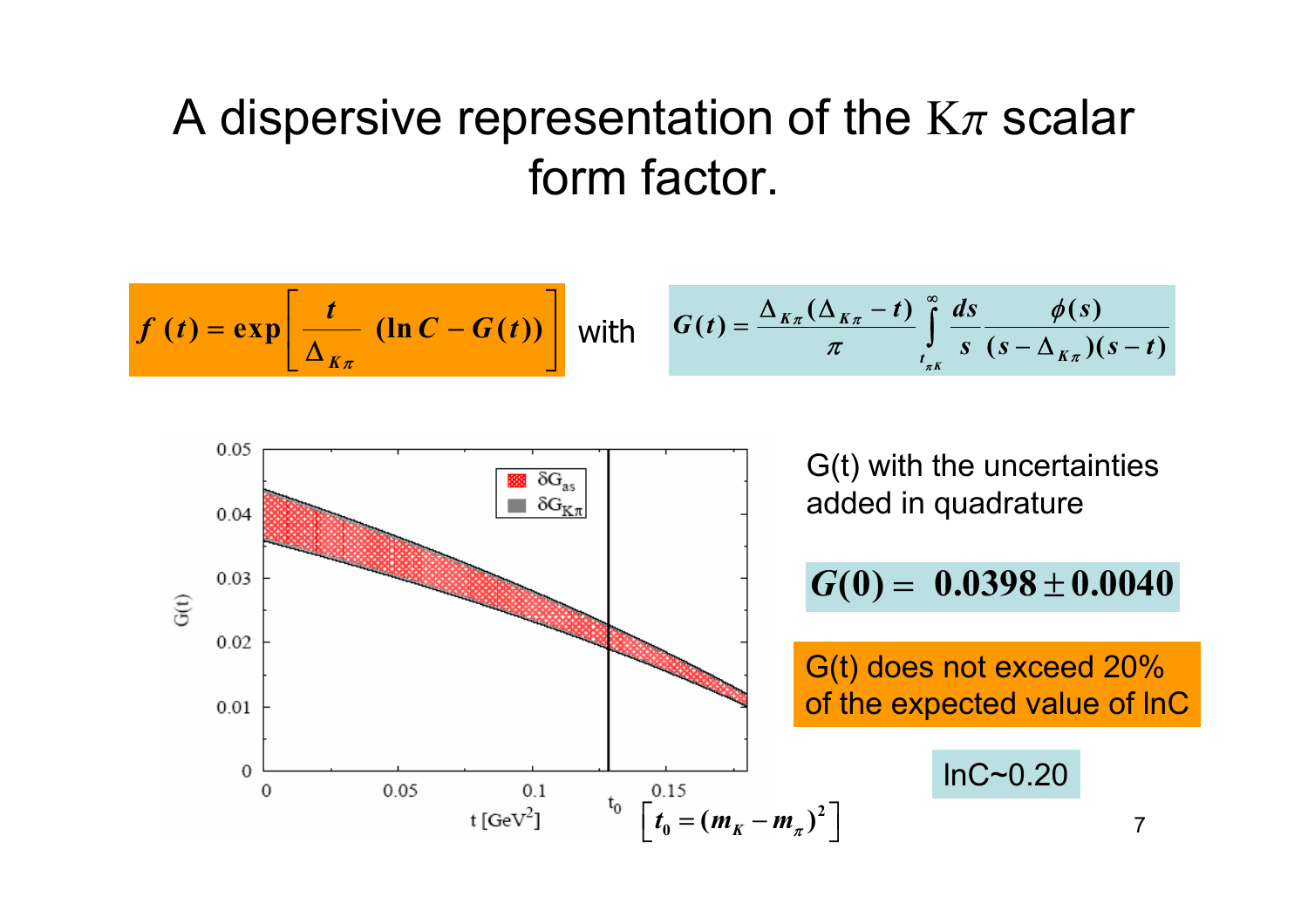# A dispersive representation of the $K\pi$ scalar form factor.

$$f(t) = \exp\left[\frac{t}{\Delta_{K\pi}}\,(\ln C - G(t))\right]$$

with

$$G(t) = \frac{\Delta_{K\pi}(\Delta_{K\pi} - t)}{\pi}\int_{t_{\pi K}}^{\infty}\frac{ds}{s}\frac{\phi(s)}{(s-\Delta_{K\pi})(s-t)}$$

G(t) with the uncertainties added in quadrature

$$G(0) = 0.0398 \pm 0.0040$$

G(t) does not exceed 20% of the expected value of lnC

lnC~0.20

$$\left[t_0 = (m_K - m_\pi)^2\right]$$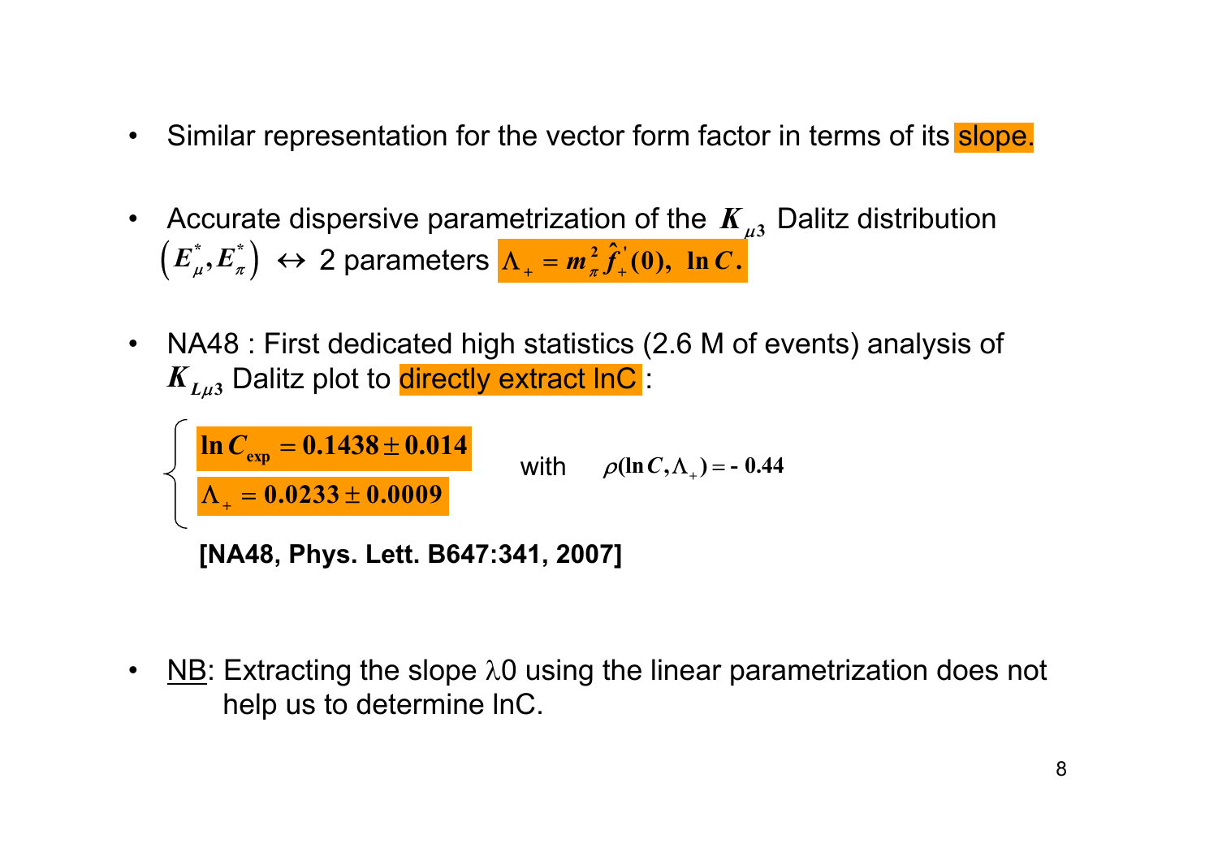- Similar representation for the vector form factor in terms of its slope.

- Accurate dispersive parametrization of the $K_{\mu 3}$ Dalitz distribution $\left(E_\mu^*, E_\pi^*\right) \leftrightarrow$ 2 parameters $\Lambda_+ = m_\pi^2 \hat{f}_+^{'}(0),\ \ln C.$

- NA48 : First dedicated high statistics (2.6 M of events) analysis of $K_{L\mu 3}$ Dalitz plot to directly extract lnC :

$$\begin{cases} \ln C_{\exp} = 0.1438 \pm 0.014 \\ \Lambda_+ = 0.0233 \pm 0.0009 \end{cases} \quad \text{with} \quad \rho(\ln C, \Lambda_+) = -\,0.44$$

**[NA48, Phys. Lett. B647:341, 2007]**

- NB: Extracting the slope λ0 using the linear parametrization does not help us to determine lnC.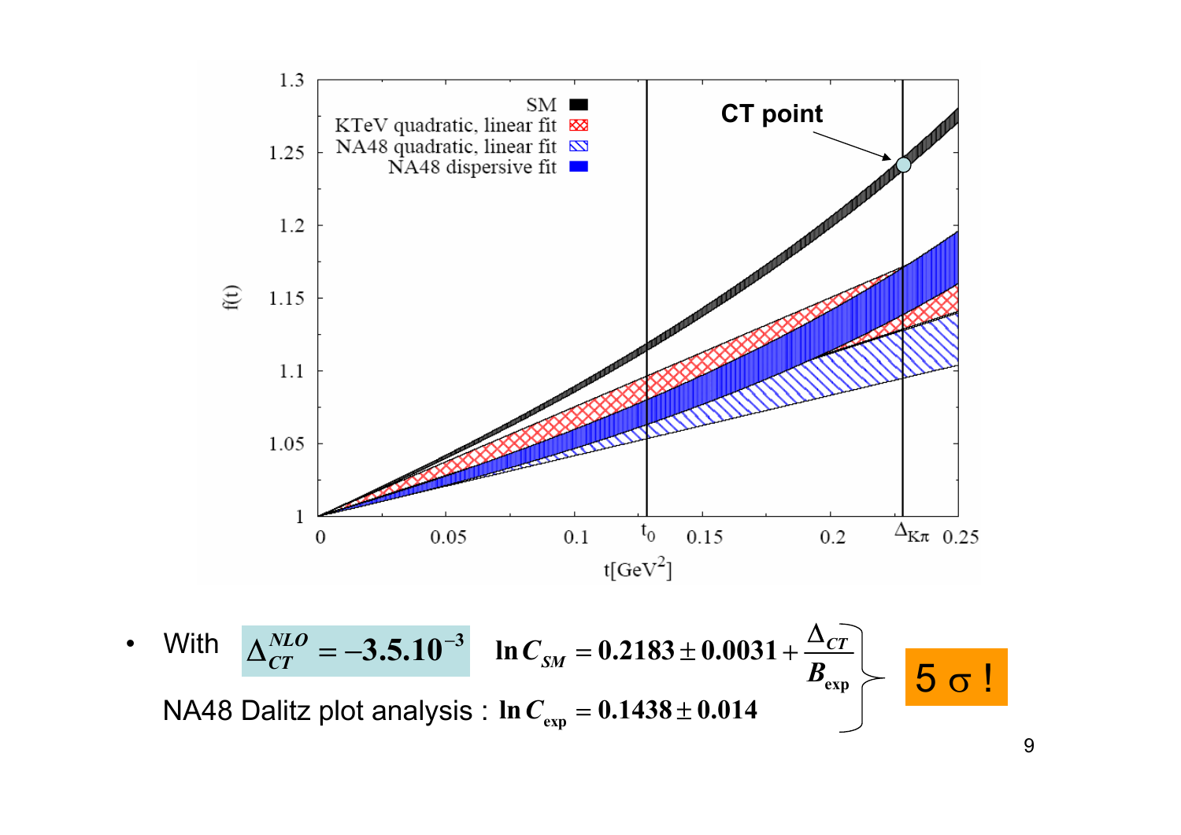f(t)

SM

KTeV quadratic, linear fit

NA48 quadratic, linear fit

NA48 dispersive fit

**CT point**

t[GeV$^2$]

$t_0$

$\Delta_{K\pi}$

- With $\Delta_{CT}^{NLO} = -3.5.10^{-3}$ $\quad \ln C_{SM} = 0.2183 \pm 0.0031 + \dfrac{\Delta_{CT}}{B_{\exp}}$

NA48 Dalitz plot analysis : $\ln C_{\exp} = 0.1438 \pm 0.014$

5 σ !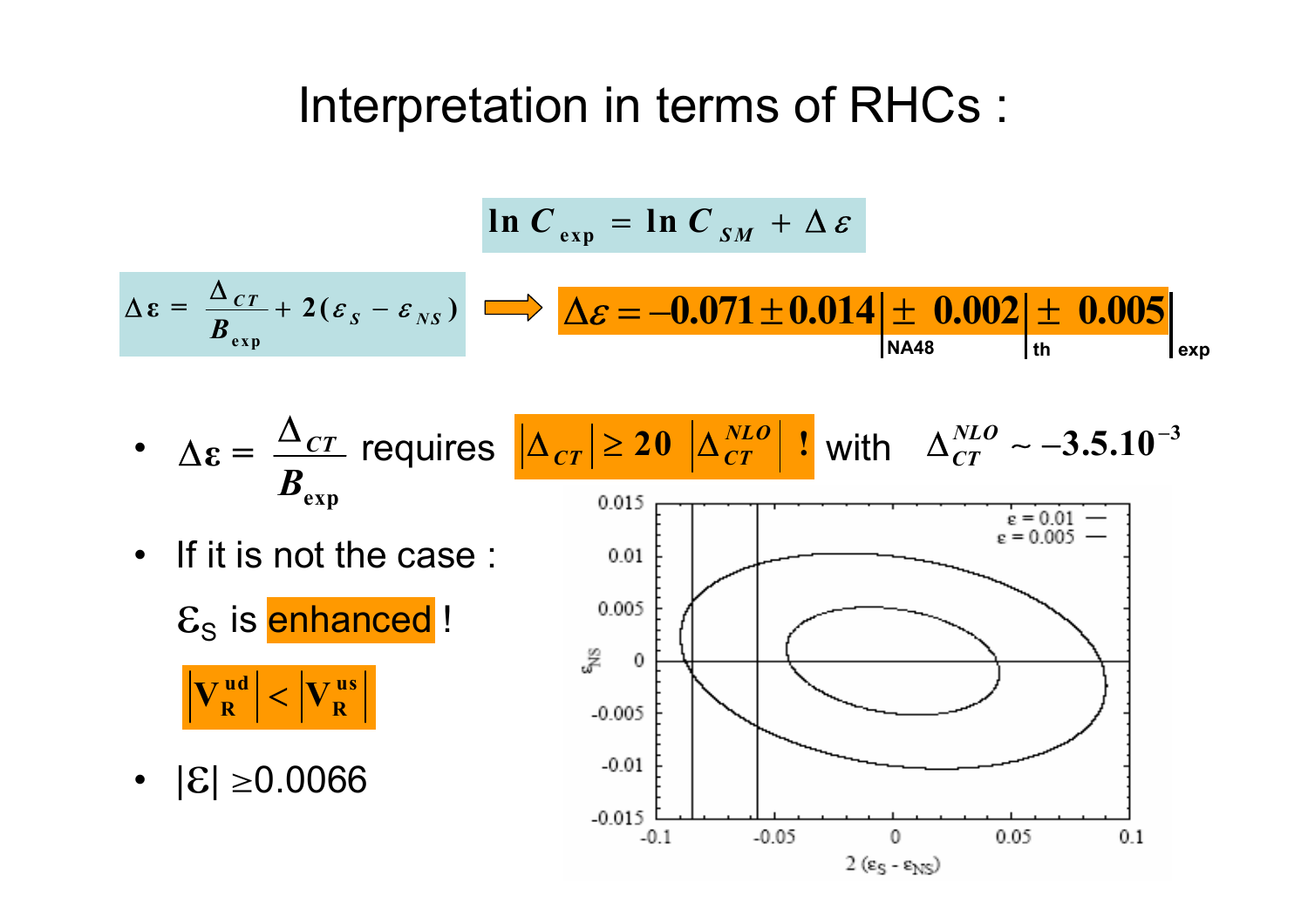# Interpretation in terms of RHCs :

$$\ln C_{\exp} = \ln C_{SM} + \Delta\varepsilon$$

$$\Delta\varepsilon = \frac{\Delta_{CT}}{B_{\exp}} + 2(\varepsilon_S - \varepsilon_{NS}) \Longrightarrow \Delta\varepsilon = -0.071 \pm 0.014\Big|_{\text{NA48}} \pm 0.002\Big|_{\text{th}} \pm 0.005\Big|_{\text{exp}}$$

- $\Delta\varepsilon = \dfrac{\Delta_{CT}}{B_{\exp}}$ requires $|\Delta_{CT}| \geq 20\ |\Delta_{CT}^{NLO}|$ ! with $\Delta_{CT}^{NLO} \sim -3.5.10^{-3}$
- If it is not the case :

  $\varepsilon_S$ is enhanced !

  $|V_R^{ud}| < |V_R^{us}|$
- $|\varepsilon| \geq 0.0066$

$\varepsilon = 0.01$ —
$\varepsilon = 0.005$ —

$\varepsilon_{NS}$

$2\,(\varepsilon_S - \varepsilon_{NS})$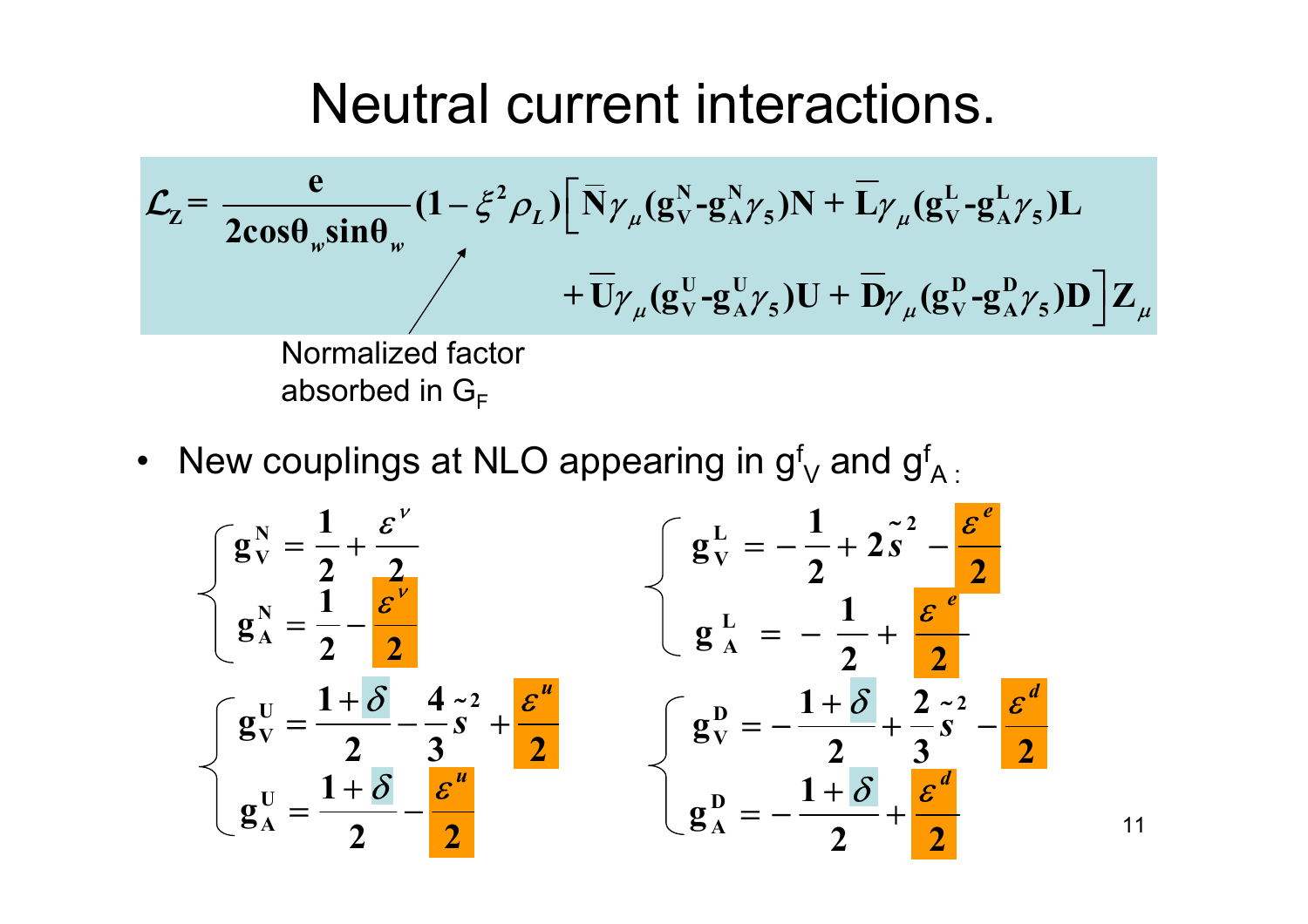# Neutral current interactions.

$$\mathcal{L}_Z = \frac{e}{2\cos\theta_w \sin\theta_w}(1-\xi^2\rho_L)\Big[\bar{N}\gamma_\mu(g_V^N - g_A^N\gamma_5)N + \bar{L}\gamma_\mu(g_V^L - g_A^L\gamma_5)L + \bar{U}\gamma_\mu(g_V^U - g_A^U\gamma_5)U + \bar{D}\gamma_\mu(g_V^D - g_A^D\gamma_5)D\Big]Z_\mu$$

Normalized factor absorbed in $G_F$

- New couplings at NLO appearing in $g^f_V$ and $g^f_A$:

$$\begin{cases} g_V^N = \dfrac{1}{2} + \dfrac{\varepsilon^\nu}{2} \\ g_A^N = \dfrac{1}{2} - \dfrac{\varepsilon^\nu}{2} \end{cases} \qquad \begin{cases} g_V^L = -\dfrac{1}{2} + 2\tilde{s}^2 - \dfrac{\varepsilon^e}{2} \\ g_A^L = -\dfrac{1}{2} + \dfrac{\varepsilon^e}{2} \end{cases}$$

$$\begin{cases} g_V^U = \dfrac{1+\delta}{2} - \dfrac{4}{3}\tilde{s}^2 + \dfrac{\varepsilon^u}{2} \\ g_A^U = \dfrac{1+\delta}{2} - \dfrac{\varepsilon^u}{2} \end{cases} \qquad \begin{cases} g_V^D = -\dfrac{1+\delta}{2} + \dfrac{2}{3}\tilde{s}^2 - \dfrac{\varepsilon^d}{2} \\ g_A^D = -\dfrac{1+\delta}{2} + \dfrac{\varepsilon^d}{2} \end{cases}$$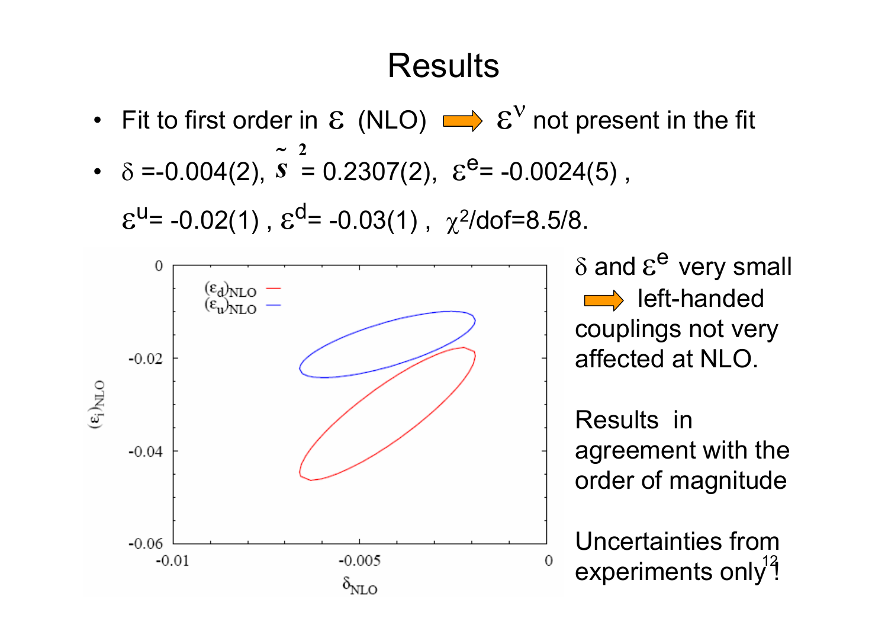# Results

- Fit to first order in $\varepsilon$ (NLO) ⇨ $\varepsilon^{\nu}$ not present in the fit
- $\delta$ =-0.004(2), $\tilde{s}^2$ = 0.2307(2), $\varepsilon^{e}$= -0.0024(5) ,

  $\varepsilon^{u}$= -0.02(1) , $\varepsilon^{d}$= -0.03(1) , $\chi^2$/dof=8.5/8.

$\delta$ and $\varepsilon^{e}$ very small ⇨ left-handed couplings not very affected at NLO.

Results in agreement with the order of magnitude

Uncertainties from experiments only!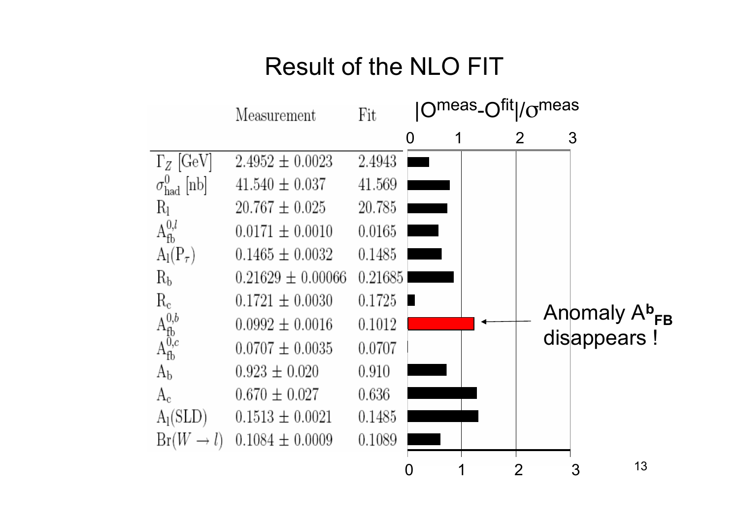# Result of the NLO FIT

| | Measurement | Fit | $\|O^{meas}-O^{fit}\|/\sigma^{meas}$ |
|---|---|---|---|
| $\Gamma_Z$ [GeV] | $2.4952 \pm 0.0023$ | 2.4943 | |
| $\sigma^0_{had}$ [nb] | $41.540 \pm 0.037$ | 41.569 | |
| $R_l$ | $20.767 \pm 0.025$ | 20.785 | |
| $A^{0,l}_{fb}$ | $0.0171 \pm 0.0010$ | 0.0165 | |
| $A_l(P_\tau)$ | $0.1465 \pm 0.0032$ | 0.1485 | |
| $R_b$ | $0.21629 \pm 0.00066$ | 0.21685 | |
| $R_c$ | $0.1721 \pm 0.0030$ | 0.1725 | |
| $A^{0,b}_{fb}$ | $0.0992 \pm 0.0016$ | 0.1012 | |
| $A^{0,c}_{fb}$ | $0.0707 \pm 0.0035$ | 0.0707 | |
| $A_b$ | $0.923 \pm 0.020$ | 0.910 | |
| $A_c$ | $0.670 \pm 0.027$ | 0.636 | |
| $A_l$(SLD) | $0.1513 \pm 0.0021$ | 0.1485 | |
| $Br(W \to l)$ | $0.1084 \pm 0.0009$ | 0.1089 | |

Anomaly $A^b_{FB}$ disappears !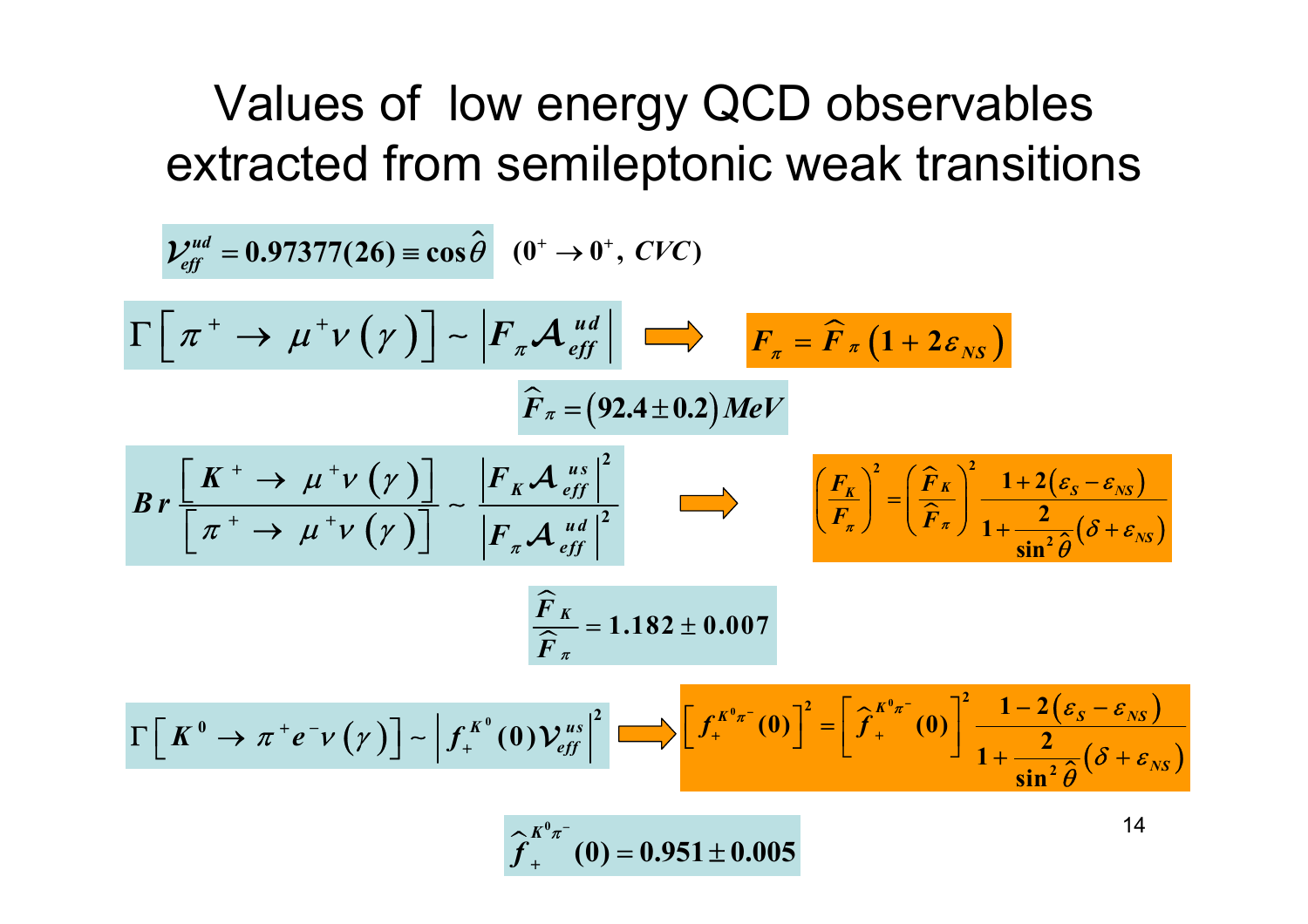# Values of low energy QCD observables extracted from semileptonic weak transitions

$$\mathcal{V}_{eff}^{ud} = 0.97377(26) \equiv \cos\hat{\theta} \quad (0^+ \to 0^+,\ CVC)$$

$$\Gamma\left[\pi^+ \to \mu^+\nu(\gamma)\right] \sim \left|F_\pi \mathcal{A}_{eff}^{ud}\right| \implies F_\pi = \widehat{F}_\pi\left(1 + 2\varepsilon_{NS}\right)$$

$$\widehat{F}_\pi = \left(92.4 \pm 0.2\right) MeV$$

$$Br\,\frac{\left[K^+ \to \mu^+\nu(\gamma)\right]}{\left[\pi^+ \to \mu^+\nu(\gamma)\right]} \sim \frac{\left|F_K \mathcal{A}_{eff}^{us}\right|^2}{\left|F_\pi \mathcal{A}_{eff}^{ud}\right|^2} \implies \left(\frac{F_K}{F_\pi}\right)^2 = \left(\frac{\widehat{F}_K}{\widehat{F}_\pi}\right)^2 \frac{1 + 2\left(\varepsilon_S - \varepsilon_{NS}\right)}{1 + \dfrac{2}{\sin^2\hat{\theta}}\left(\delta + \varepsilon_{NS}\right)}$$

$$\frac{\widehat{F}_K}{\widehat{F}_\pi} = 1.182 \pm 0.007$$

$$\Gamma\left[K^0 \to \pi^+ e^- \nu(\gamma)\right] \sim \left|f_+^{K^0}(0)\mathcal{V}_{eff}^{us}\right|^2 \implies \left[f_+^{K^0\pi^-}(0)\right]^2 = \left[\widehat{f}_+^{K^0\pi^-}(0)\right]^2 \frac{1 - 2\left(\varepsilon_S - \varepsilon_{NS}\right)}{1 + \dfrac{2}{\sin^2\hat{\theta}}\left(\delta + \varepsilon_{NS}\right)}$$

$$\widehat{f}_+^{K^0\pi^-}(0) = 0.951 \pm 0.005$$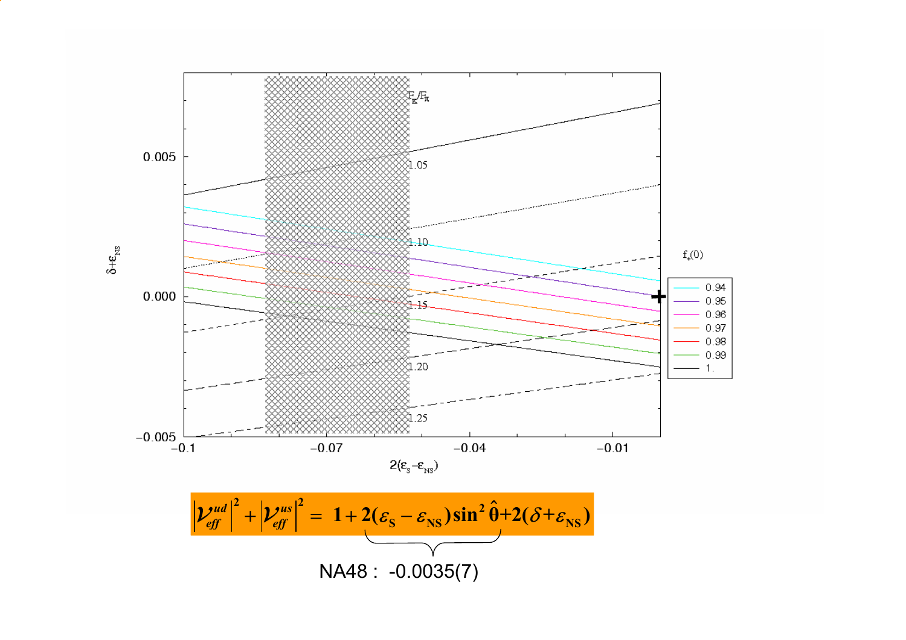$$\left|\mathcal{V}_{eff}^{ud}\right|^2 + \left|\mathcal{V}_{eff}^{us}\right|^2 = 1 + 2(\varepsilon_S - \varepsilon_{NS})\sin^2\hat{\theta} + 2(\delta + \varepsilon_{NS})$$

NA48 : -0.0035(7)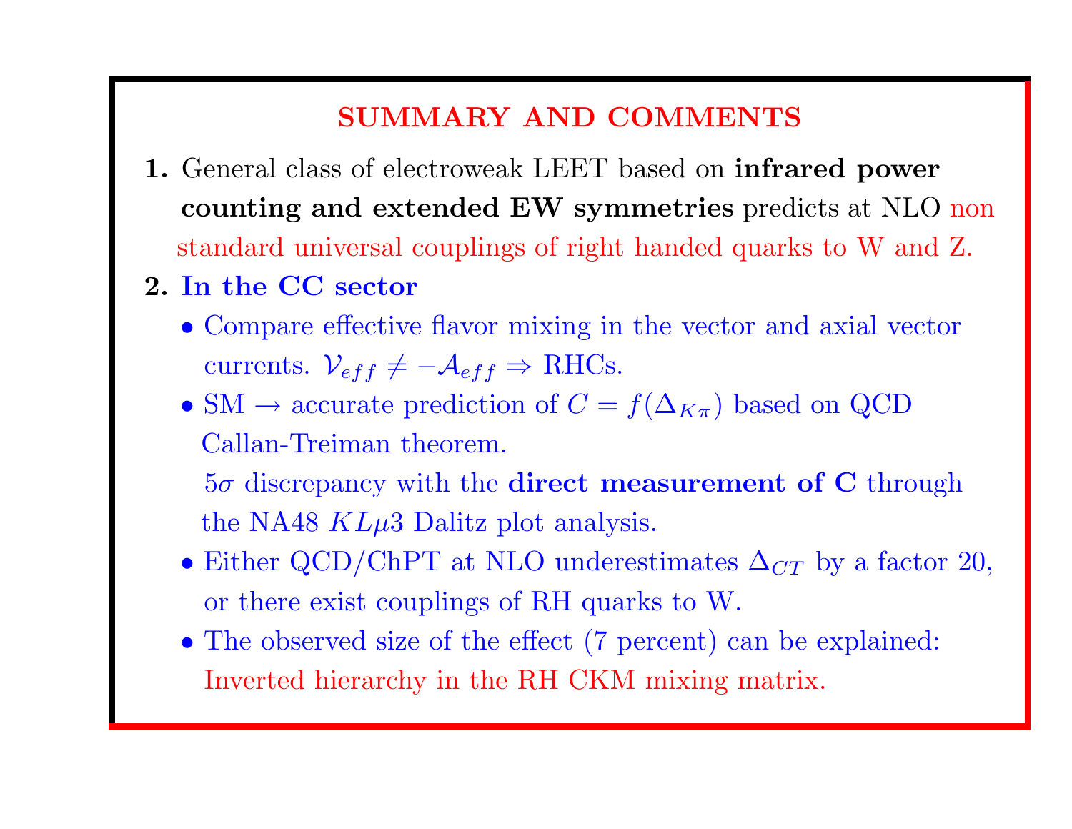## SUMMARY AND COMMENTS

1. General class of electroweak LEET based on **infrared power counting and extended EW symmetries** predicts at NLO non standard universal couplings of right handed quarks to W and Z.
2. **In the CC sector**
   - Compare effective flavor mixing in the vector and axial vector currents. $\mathcal{V}_{eff} \neq -\mathcal{A}_{eff} \Rightarrow$ RHCs.
   - SM $\rightarrow$ accurate prediction of $C = f(\Delta_{K\pi})$ based on QCD Callan-Treiman theorem.

     $5\sigma$ discrepancy with the **direct measurement of C** through the NA48 $KL\mu3$ Dalitz plot analysis.
   - Either QCD/ChPT at NLO underestimates $\Delta_{CT}$ by a factor 20, or there exist couplings of RH quarks to W.
   - The observed size of the effect (7 percent) can be explained: Inverted hierarchy in the RH CKM mixing matrix.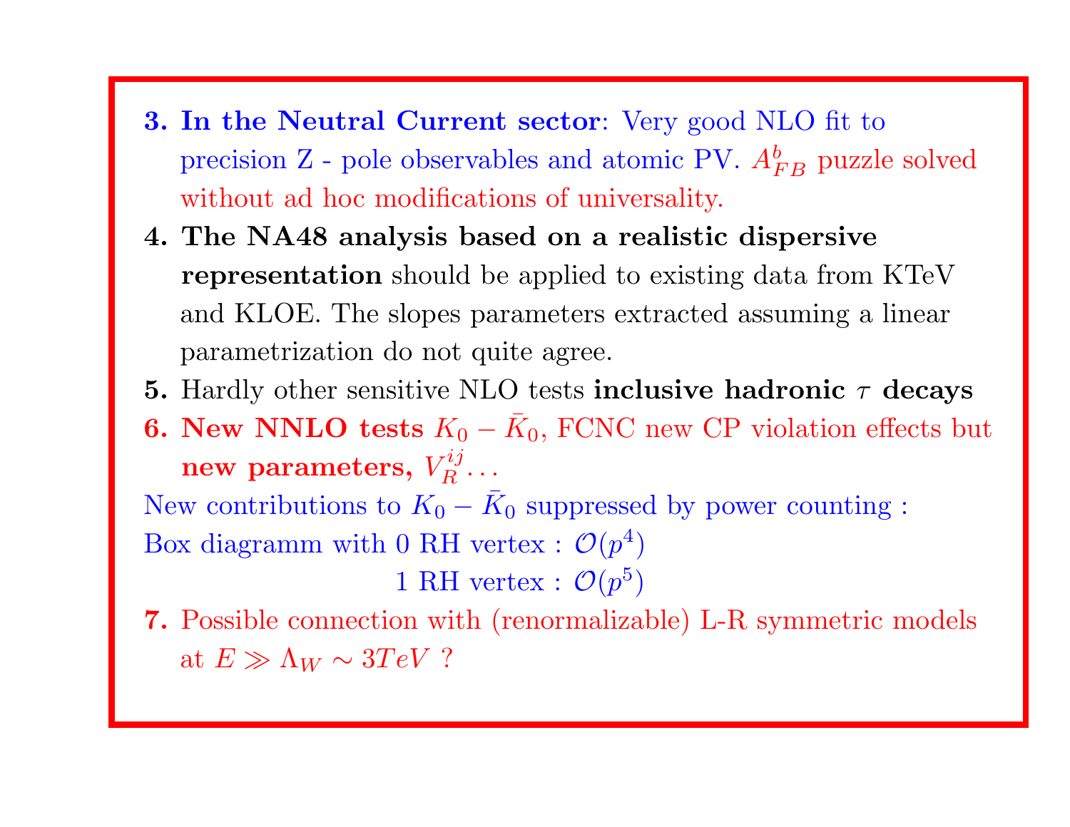3. **In the Neutral Current sector**: Very good NLO fit to precision Z - pole observables and atomic PV. $A^b_{FB}$ puzzle solved without ad hoc modifications of universality.
4. **The NA48 analysis based on a realistic dispersive representation** should be applied to existing data from KTeV and KLOE. The slopes parameters extracted assuming a linear parametrization do not quite agree.
5. Hardly other sensitive NLO tests **inclusive hadronic $\tau$ decays**
6. **New NNLO tests** $K_0 - \bar{K}_0$, FCNC new CP violation effects but **new parameters,** $V_R^{ij} \ldots$

New contributions to $K_0 - \bar{K}_0$ suppressed by power counting :
Box diagramm with 0 RH vertex : $\mathcal{O}(p^4)$
1 RH vertex : $\mathcal{O}(p^5)$

7. Possible connection with (renormalizable) L-R symmetric models at $E \gg \Lambda_W \sim 3 TeV$ ?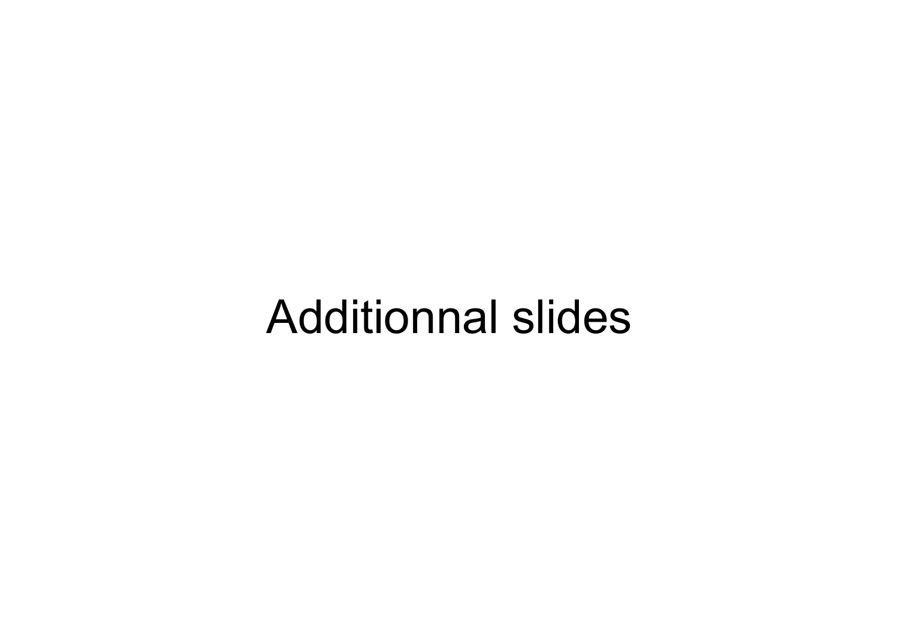# Additionnal slides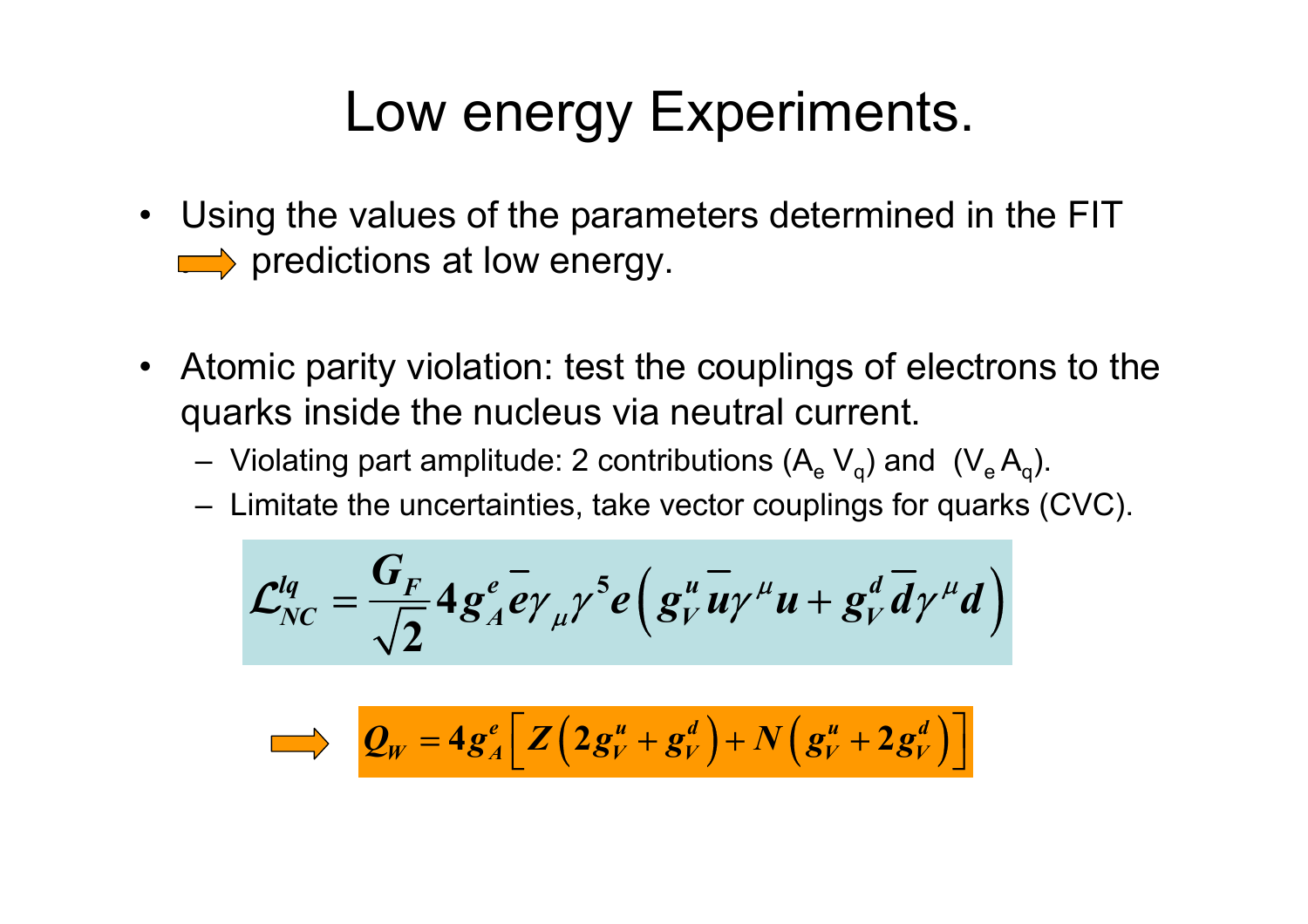# Low energy Experiments.

- Using the values of the parameters determined in the FIT ⟹ predictions at low energy.

- Atomic parity violation: test the couplings of electrons to the quarks inside the nucleus via neutral current.
  - Violating part amplitude: 2 contributions ($A_e V_q$) and ($V_e A_q$).
  - Limitate the uncertainties, take vector couplings for quarks (CVC).

$$\mathcal{L}_{NC}^{lq} = \frac{G_F}{\sqrt{2}} 4 g_A^e \bar{e} \gamma_\mu \gamma^5 e \left( g_V^u \bar{u} \gamma^\mu u + g_V^d \bar{d} \gamma^\mu d \right)$$

$$\Longrightarrow \quad Q_W = 4 g_A^e \left[ Z \left( 2 g_V^u + g_V^d \right) + N \left( g_V^u + 2 g_V^d \right) \right]$$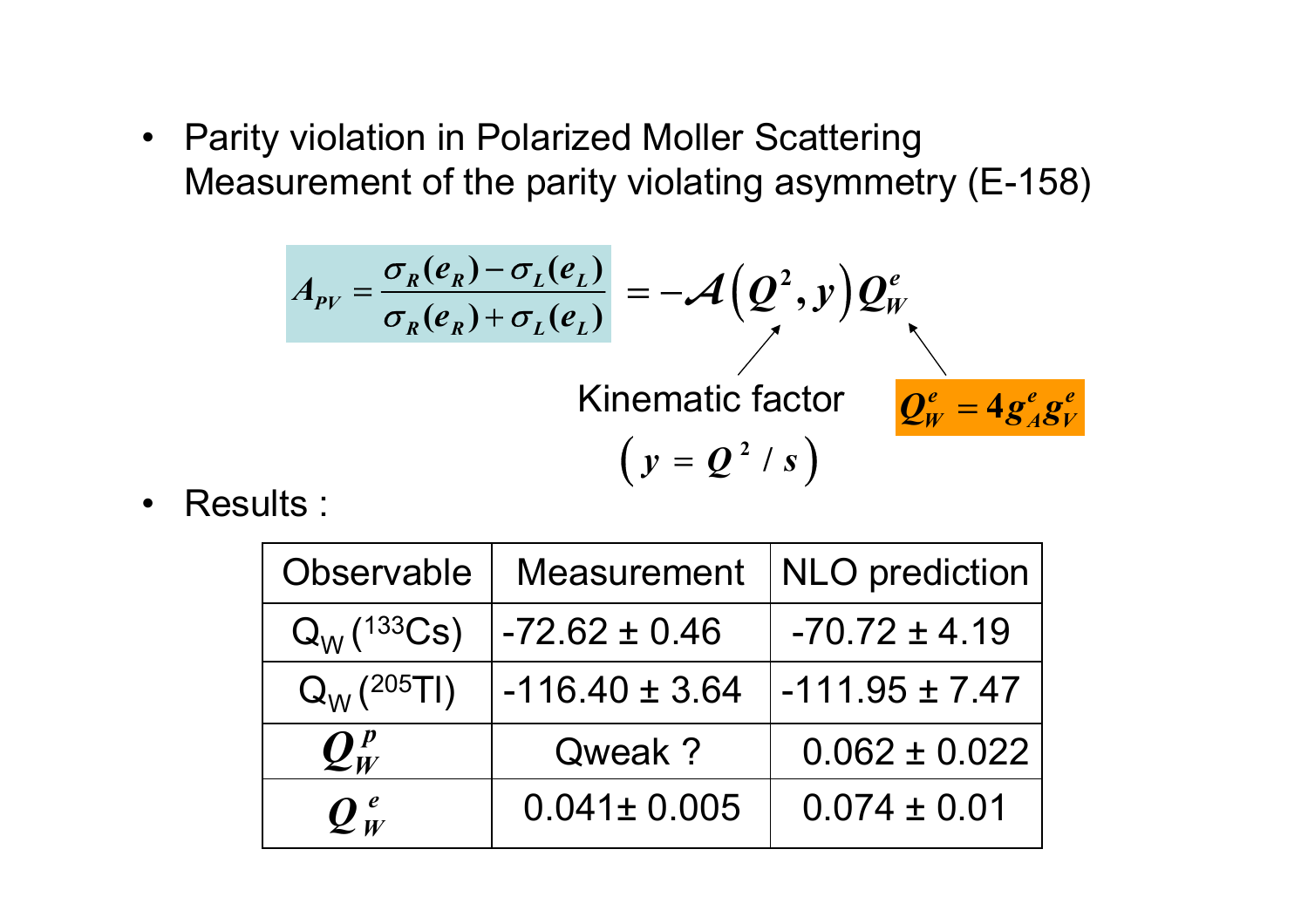- Parity violation in Polarized Moller Scattering
  Measurement of the parity violating asymmetry (E-158)

$$A_{PV} = \frac{\sigma_R(e_R) - \sigma_L(e_L)}{\sigma_R(e_R) + \sigma_L(e_L)} = -\mathcal{A}\left(Q^2, y\right) Q_W^e$$

Kinematic factor $\left( y = Q^2 / s \right)$

$Q_W^e = 4 g_A^e g_V^e$

- Results :

| Observable | Measurement | NLO prediction |
|---|---|---|
| $Q_W(^{133}Cs)$ | -72.62 ± 0.46 | -70.72 ± 4.19 |
| $Q_W(^{205}Tl)$ | -116.40 ± 3.64 | -111.95 ± 7.47 |
| $Q_W^p$ | Qweak ? | 0.062 ± 0.022 |
| $Q_W^e$ | 0.041± 0.005 | 0.074 ± 0.01 |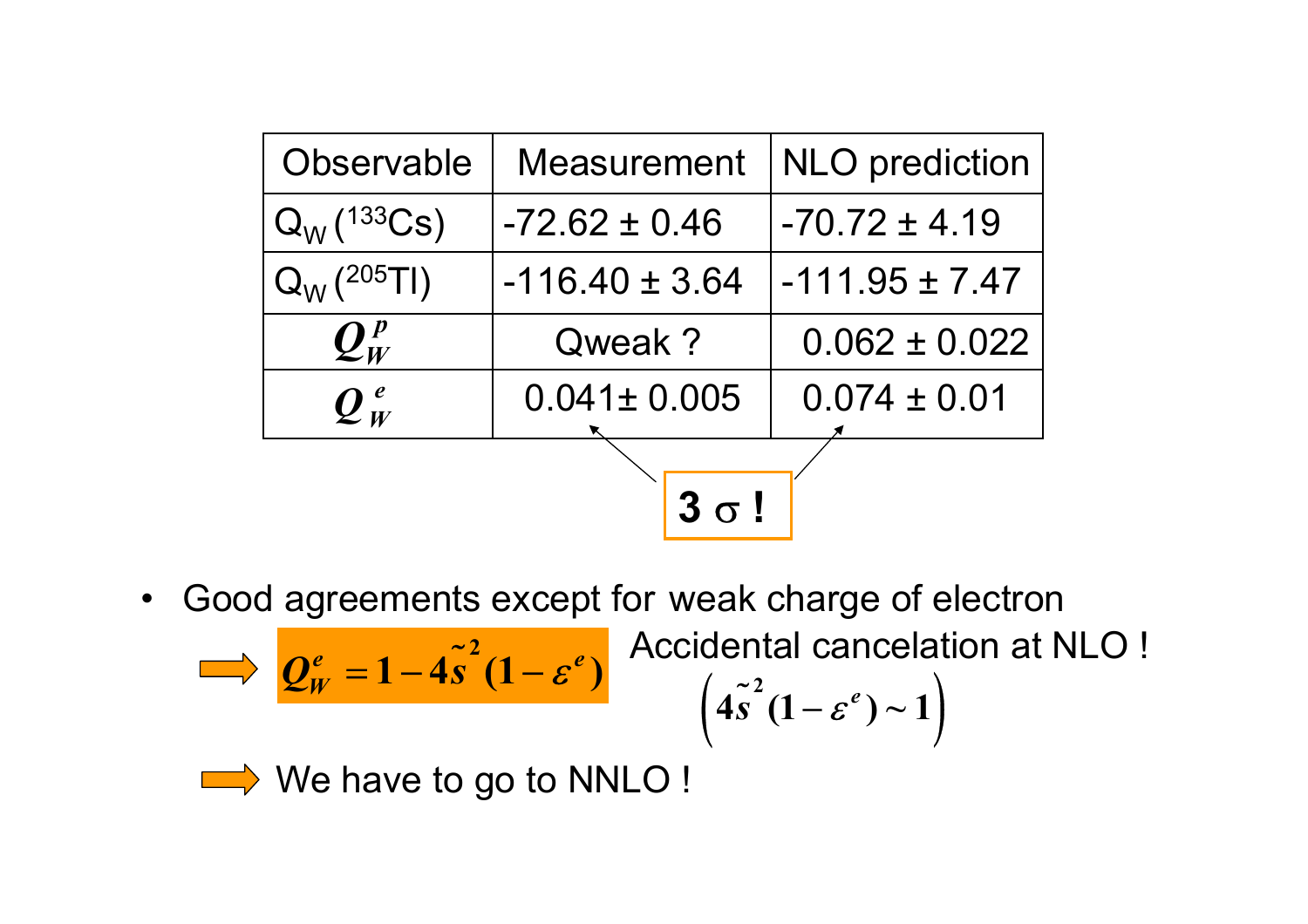| Observable | Measurement | NLO prediction |
| --- | --- | --- |
| $Q_W(^{133}Cs)$ | -72.62 ± 0.46 | -70.72 ± 4.19 |
| $Q_W(^{205}Tl)$ | -116.40 ± 3.64 | -111.95 ± 7.47 |
| $Q_W^p$ | Qweak ? | 0.062 ± 0.022 |
| $Q_W^e$ | 0.041± 0.005 | 0.074 ± 0.01 |

**3 σ !**

- Good agreements except for weak charge of electron

⇨ $Q_W^e = 1 - 4\tilde{s}^2(1-\varepsilon^e)$ Accidental cancelation at NLO ! $\left(4\tilde{s}^2(1-\varepsilon^e) \sim 1\right)$

⇨ We have to go to NNLO !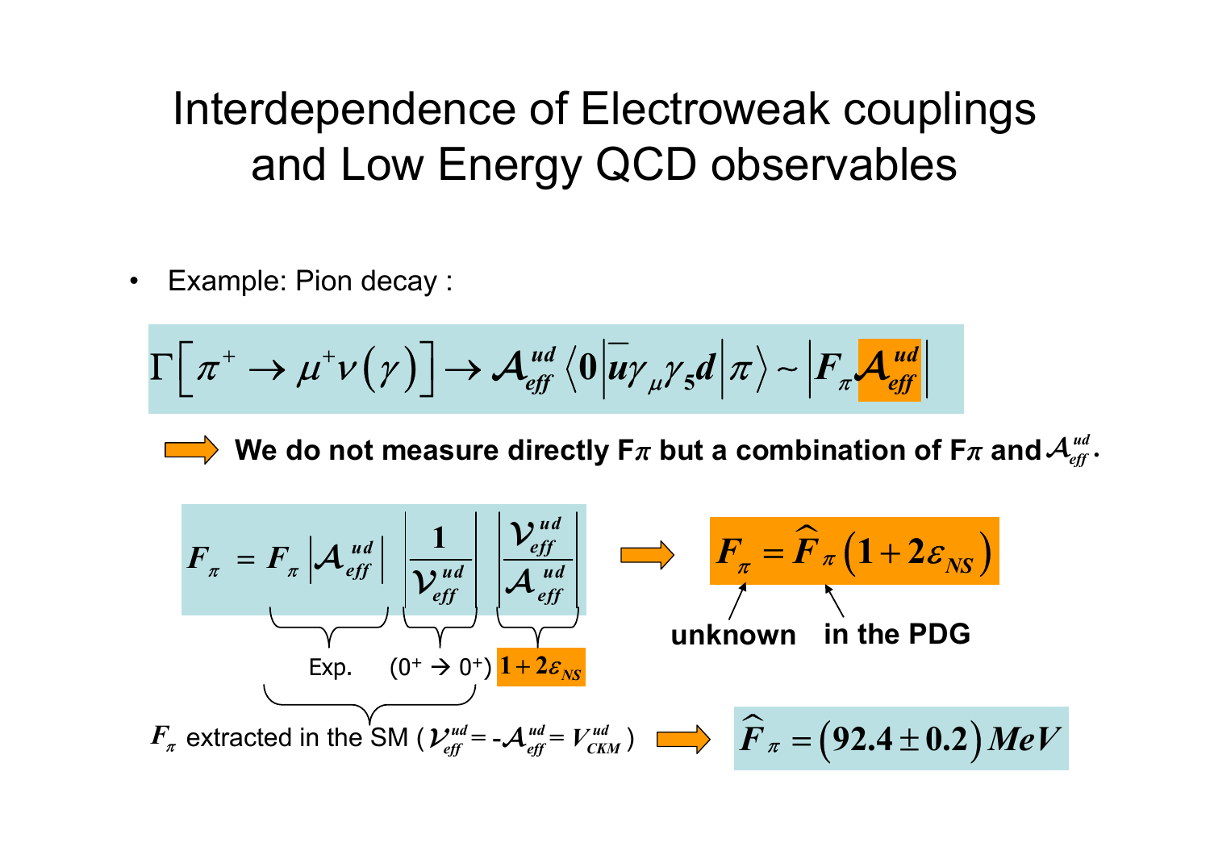# Interdependence of Electroweak couplings and Low Energy QCD observables

- Example: Pion decay :

$$\Gamma\left[\pi^+ \to \mu^+ \nu(\gamma)\right] \to \mathcal{A}_{eff}^{ud} \langle 0 | \bar{u}\gamma_\mu \gamma_5 d | \pi \rangle \sim \left| F_\pi \mathcal{A}_{eff}^{ud} \right|$$

⇨ **We do not measure directly F$\pi$ but a combination of F$\pi$ and $\mathcal{A}_{eff}^{ud}$.**

$$F_\pi = \underbrace{F_\pi \left| \mathcal{A}_{eff}^{ud} \right|}_{\text{Exp.}} \underbrace{\left| \frac{1}{\mathcal{V}_{eff}^{ud}} \right|}_{(0^+ \to 0^+)} \underbrace{\left| \frac{\mathcal{V}_{eff}^{ud}}{\mathcal{A}_{eff}^{ud}} \right|}_{1+2\varepsilon_{NS}}$$

⇨ $F_\pi = \widehat{F}_\pi \left(1 + 2\varepsilon_{NS}\right)$

unknown ($F_\pi$)    in the PDG ($\widehat{F}_\pi$)

$F_\pi$ extracted in the SM ( $\mathcal{V}_{eff}^{ud} = -\mathcal{A}_{eff}^{ud} = V_{CKM}^{ud}$ ) ⇨ $\widehat{F}_\pi = (92.4 \pm 0.2)\, MeV$